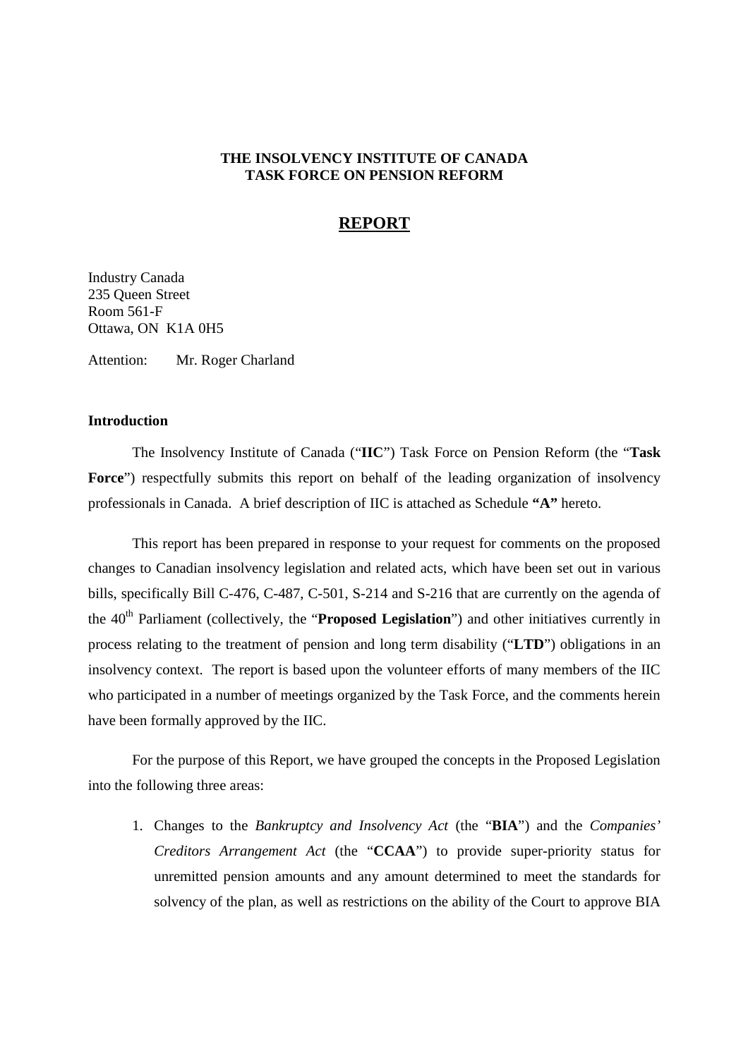**THE INSOLVENCY INSTITUTE OF CANADA**
**TASK FORCE ON PENSION REFORM**

# REPORT

Industry Canada
235 Queen Street
Room 561-F
Ottawa, ON K1A 0H5

Attention: Mr. Roger Charland

### Introduction

The Insolvency Institute of Canada ("**IIC**") Task Force on Pension Reform (the "**Task Force**") respectfully submits this report on behalf of the leading organization of insolvency professionals in Canada. A brief description of IIC is attached as Schedule **"A"** hereto.

This report has been prepared in response to your request for comments on the proposed changes to Canadian insolvency legislation and related acts, which have been set out in various bills, specifically Bill C-476, C-487, C-501, S-214 and S-216 that are currently on the agenda of the 40th Parliament (collectively, the "**Proposed Legislation**") and other initiatives currently in process relating to the treatment of pension and long term disability ("**LTD**") obligations in an insolvency context. The report is based upon the volunteer efforts of many members of the IIC who participated in a number of meetings organized by the Task Force, and the comments herein have been formally approved by the IIC.

For the purpose of this Report, we have grouped the concepts in the Proposed Legislation into the following three areas:

1. Changes to the *Bankruptcy and Insolvency Act* (the "**BIA**") and the *Companies' Creditors Arrangement Act* (the "**CCAA**") to provide super-priority status for unremitted pension amounts and any amount determined to meet the standards for solvency of the plan, as well as restrictions on the ability of the Court to approve BIA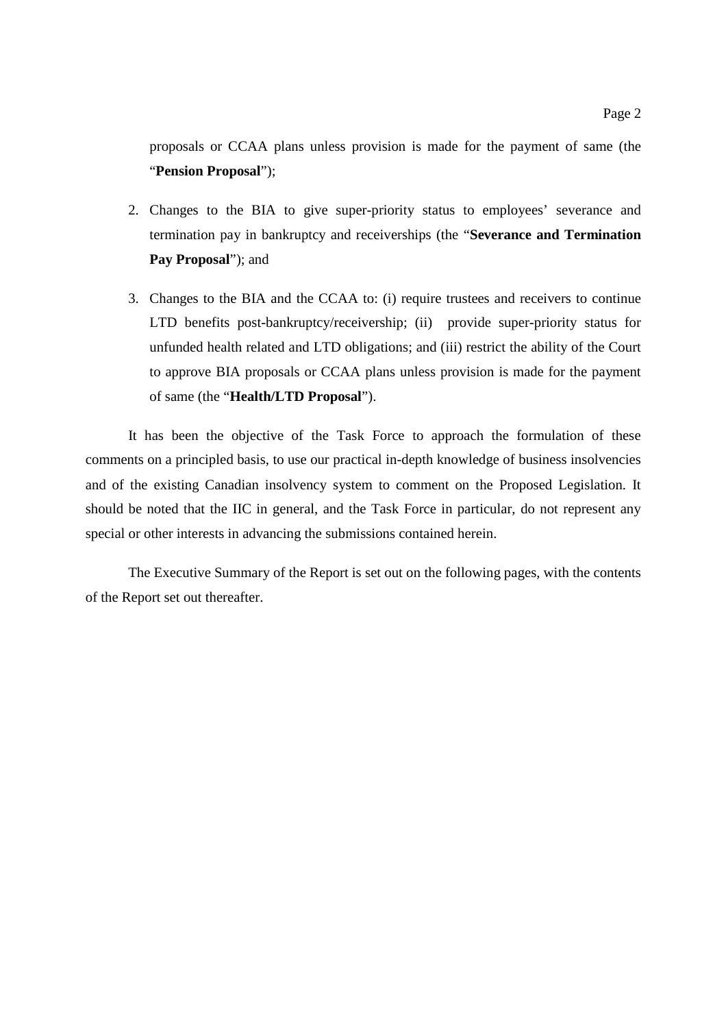proposals or CCAA plans unless provision is made for the payment of same (the "**Pension Proposal**");

2. Changes to the BIA to give super-priority status to employees' severance and termination pay in bankruptcy and receiverships (the "**Severance and Termination Pay Proposal**"); and

3. Changes to the BIA and the CCAA to: (i) require trustees and receivers to continue LTD benefits post-bankruptcy/receivership; (ii) provide super-priority status for unfunded health related and LTD obligations; and (iii) restrict the ability of the Court to approve BIA proposals or CCAA plans unless provision is made for the payment of same (the "**Health/LTD Proposal**").

It has been the objective of the Task Force to approach the formulation of these comments on a principled basis, to use our practical in-depth knowledge of business insolvencies and of the existing Canadian insolvency system to comment on the Proposed Legislation. It should be noted that the IIC in general, and the Task Force in particular, do not represent any special or other interests in advancing the submissions contained herein.

The Executive Summary of the Report is set out on the following pages, with the contents of the Report set out thereafter.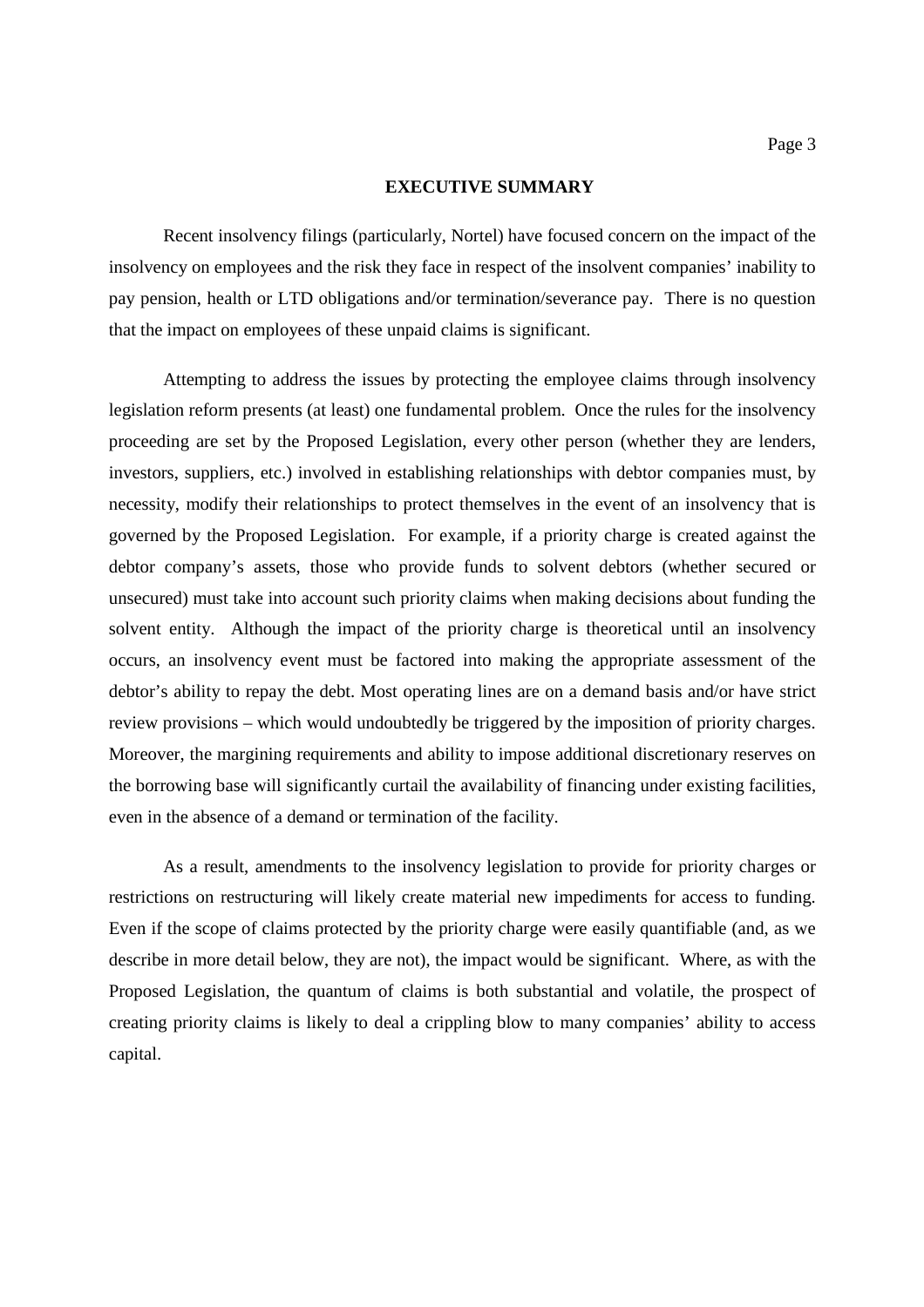## EXECUTIVE SUMMARY

Recent insolvency filings (particularly, Nortel) have focused concern on the impact of the insolvency on employees and the risk they face in respect of the insolvent companies' inability to pay pension, health or LTD obligations and/or termination/severance pay. There is no question that the impact on employees of these unpaid claims is significant.

Attempting to address the issues by protecting the employee claims through insolvency legislation reform presents (at least) one fundamental problem. Once the rules for the insolvency proceeding are set by the Proposed Legislation, every other person (whether they are lenders, investors, suppliers, etc.) involved in establishing relationships with debtor companies must, by necessity, modify their relationships to protect themselves in the event of an insolvency that is governed by the Proposed Legislation. For example, if a priority charge is created against the debtor company's assets, those who provide funds to solvent debtors (whether secured or unsecured) must take into account such priority claims when making decisions about funding the solvent entity. Although the impact of the priority charge is theoretical until an insolvency occurs, an insolvency event must be factored into making the appropriate assessment of the debtor's ability to repay the debt. Most operating lines are on a demand basis and/or have strict review provisions – which would undoubtedly be triggered by the imposition of priority charges. Moreover, the margining requirements and ability to impose additional discretionary reserves on the borrowing base will significantly curtail the availability of financing under existing facilities, even in the absence of a demand or termination of the facility.

As a result, amendments to the insolvency legislation to provide for priority charges or restrictions on restructuring will likely create material new impediments for access to funding. Even if the scope of claims protected by the priority charge were easily quantifiable (and, as we describe in more detail below, they are not), the impact would be significant. Where, as with the Proposed Legislation, the quantum of claims is both substantial and volatile, the prospect of creating priority claims is likely to deal a crippling blow to many companies' ability to access capital.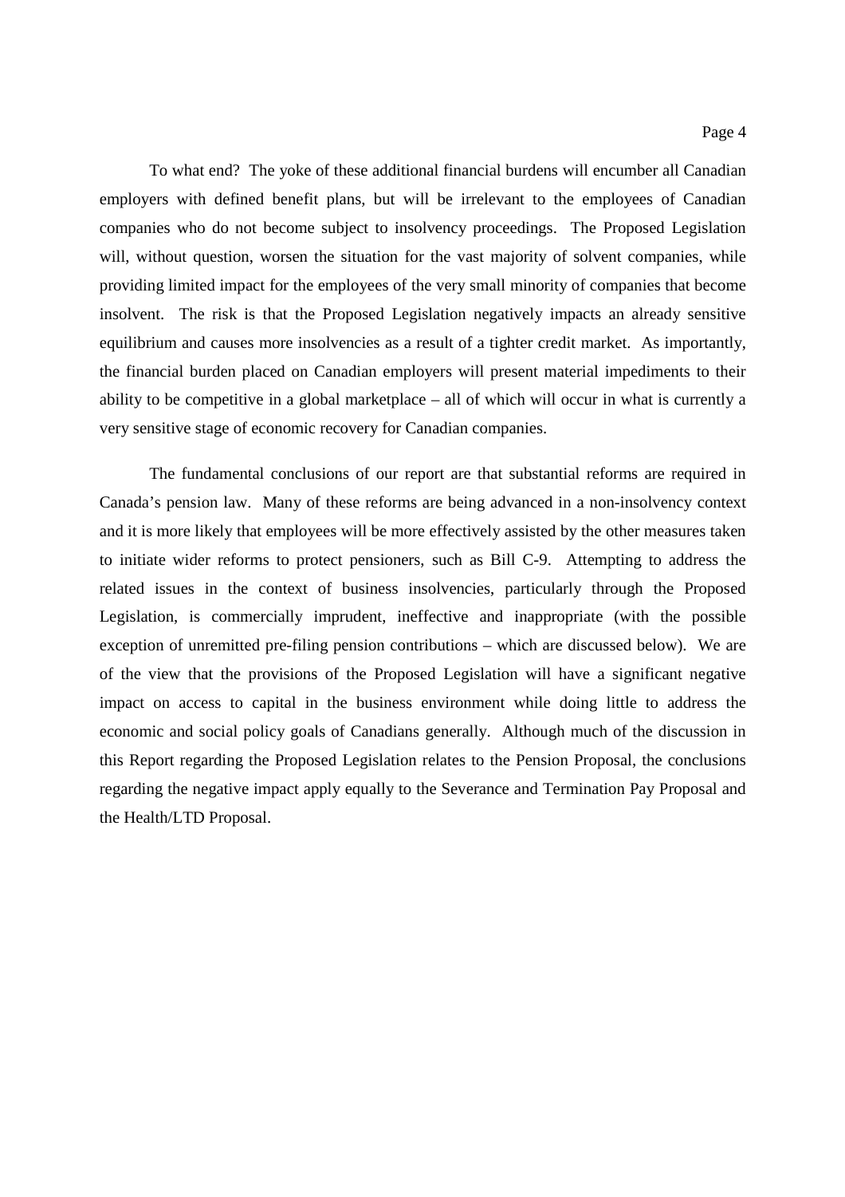To what end? The yoke of these additional financial burdens will encumber all Canadian employers with defined benefit plans, but will be irrelevant to the employees of Canadian companies who do not become subject to insolvency proceedings. The Proposed Legislation will, without question, worsen the situation for the vast majority of solvent companies, while providing limited impact for the employees of the very small minority of companies that become insolvent. The risk is that the Proposed Legislation negatively impacts an already sensitive equilibrium and causes more insolvencies as a result of a tighter credit market. As importantly, the financial burden placed on Canadian employers will present material impediments to their ability to be competitive in a global marketplace – all of which will occur in what is currently a very sensitive stage of economic recovery for Canadian companies.

The fundamental conclusions of our report are that substantial reforms are required in Canada's pension law. Many of these reforms are being advanced in a non-insolvency context and it is more likely that employees will be more effectively assisted by the other measures taken to initiate wider reforms to protect pensioners, such as Bill C-9. Attempting to address the related issues in the context of business insolvencies, particularly through the Proposed Legislation, is commercially imprudent, ineffective and inappropriate (with the possible exception of unremitted pre-filing pension contributions – which are discussed below). We are of the view that the provisions of the Proposed Legislation will have a significant negative impact on access to capital in the business environment while doing little to address the economic and social policy goals of Canadians generally. Although much of the discussion in this Report regarding the Proposed Legislation relates to the Pension Proposal, the conclusions regarding the negative impact apply equally to the Severance and Termination Pay Proposal and the Health/LTD Proposal.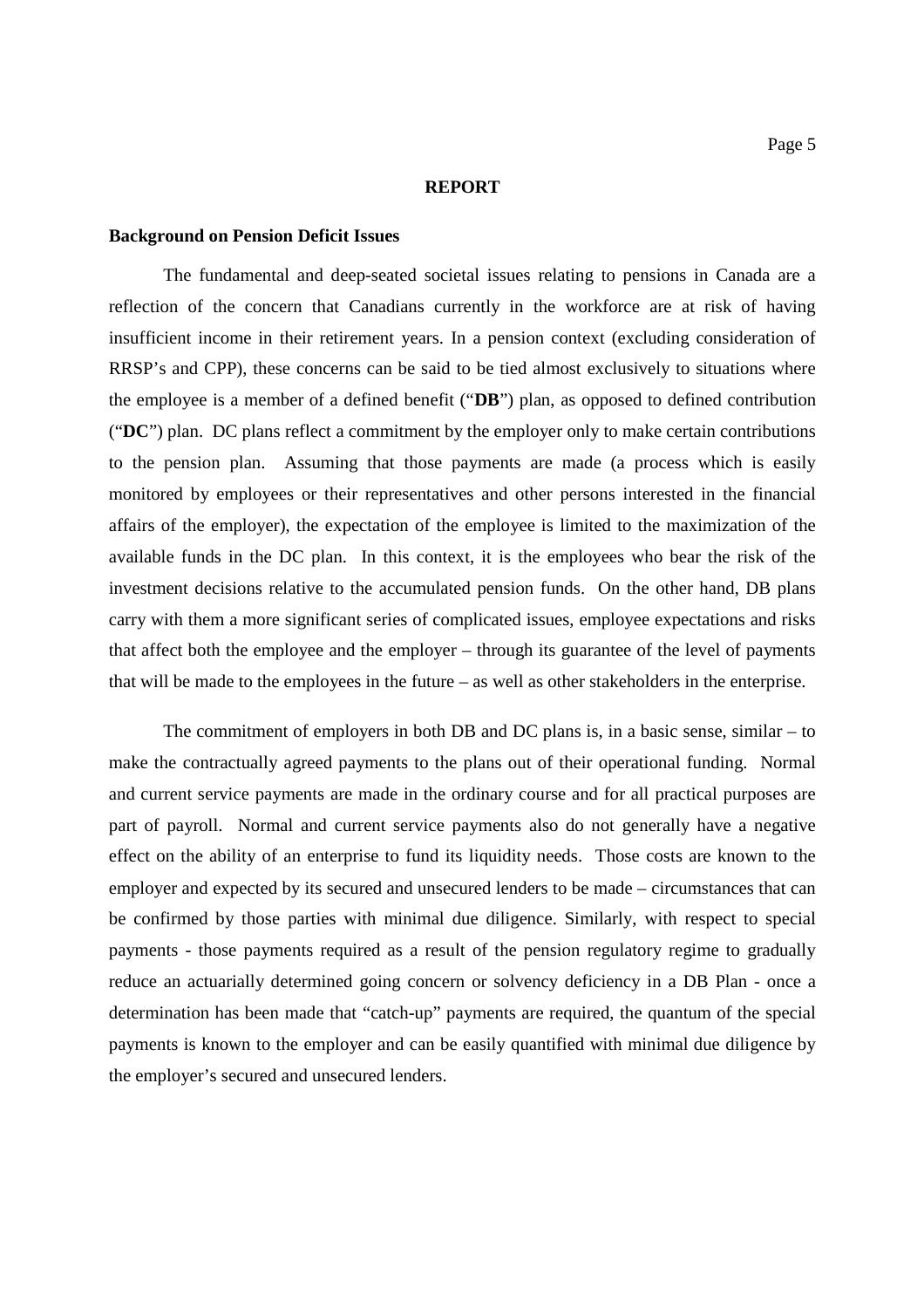# REPORT

## Background on Pension Deficit Issues

The fundamental and deep-seated societal issues relating to pensions in Canada are a reflection of the concern that Canadians currently in the workforce are at risk of having insufficient income in their retirement years. In a pension context (excluding consideration of RRSP's and CPP), these concerns can be said to be tied almost exclusively to situations where the employee is a member of a defined benefit ("**DB**") plan, as opposed to defined contribution ("**DC**") plan. DC plans reflect a commitment by the employer only to make certain contributions to the pension plan. Assuming that those payments are made (a process which is easily monitored by employees or their representatives and other persons interested in the financial affairs of the employer), the expectation of the employee is limited to the maximization of the available funds in the DC plan. In this context, it is the employees who bear the risk of the investment decisions relative to the accumulated pension funds. On the other hand, DB plans carry with them a more significant series of complicated issues, employee expectations and risks that affect both the employee and the employer – through its guarantee of the level of payments that will be made to the employees in the future – as well as other stakeholders in the enterprise.

The commitment of employers in both DB and DC plans is, in a basic sense, similar – to make the contractually agreed payments to the plans out of their operational funding. Normal and current service payments are made in the ordinary course and for all practical purposes are part of payroll. Normal and current service payments also do not generally have a negative effect on the ability of an enterprise to fund its liquidity needs. Those costs are known to the employer and expected by its secured and unsecured lenders to be made – circumstances that can be confirmed by those parties with minimal due diligence. Similarly, with respect to special payments - those payments required as a result of the pension regulatory regime to gradually reduce an actuarially determined going concern or solvency deficiency in a DB Plan - once a determination has been made that "catch-up" payments are required, the quantum of the special payments is known to the employer and can be easily quantified with minimal due diligence by the employer's secured and unsecured lenders.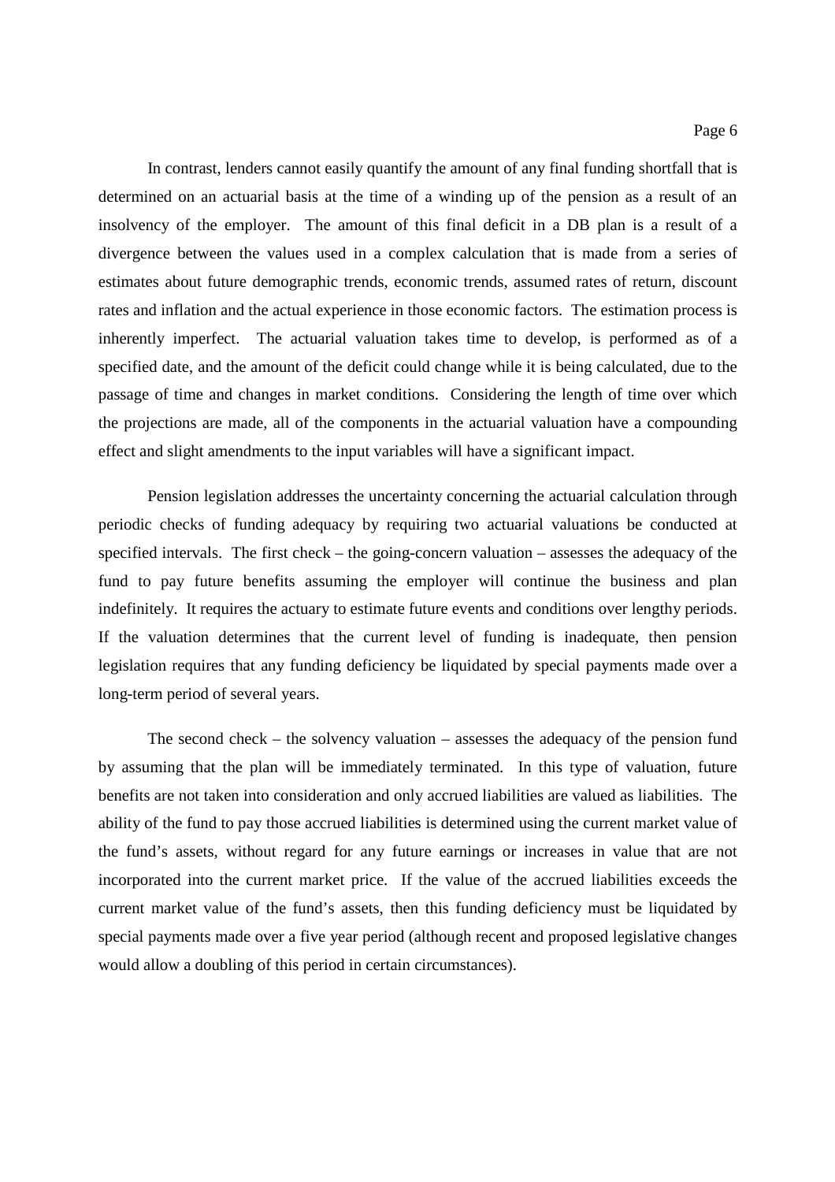In contrast, lenders cannot easily quantify the amount of any final funding shortfall that is determined on an actuarial basis at the time of a winding up of the pension as a result of an insolvency of the employer. The amount of this final deficit in a DB plan is a result of a divergence between the values used in a complex calculation that is made from a series of estimates about future demographic trends, economic trends, assumed rates of return, discount rates and inflation and the actual experience in those economic factors. The estimation process is inherently imperfect. The actuarial valuation takes time to develop, is performed as of a specified date, and the amount of the deficit could change while it is being calculated, due to the passage of time and changes in market conditions. Considering the length of time over which the projections are made, all of the components in the actuarial valuation have a compounding effect and slight amendments to the input variables will have a significant impact.

Pension legislation addresses the uncertainty concerning the actuarial calculation through periodic checks of funding adequacy by requiring two actuarial valuations be conducted at specified intervals. The first check – the going-concern valuation – assesses the adequacy of the fund to pay future benefits assuming the employer will continue the business and plan indefinitely. It requires the actuary to estimate future events and conditions over lengthy periods. If the valuation determines that the current level of funding is inadequate, then pension legislation requires that any funding deficiency be liquidated by special payments made over a long-term period of several years.

The second check – the solvency valuation – assesses the adequacy of the pension fund by assuming that the plan will be immediately terminated. In this type of valuation, future benefits are not taken into consideration and only accrued liabilities are valued as liabilities. The ability of the fund to pay those accrued liabilities is determined using the current market value of the fund's assets, without regard for any future earnings or increases in value that are not incorporated into the current market price. If the value of the accrued liabilities exceeds the current market value of the fund's assets, then this funding deficiency must be liquidated by special payments made over a five year period (although recent and proposed legislative changes would allow a doubling of this period in certain circumstances).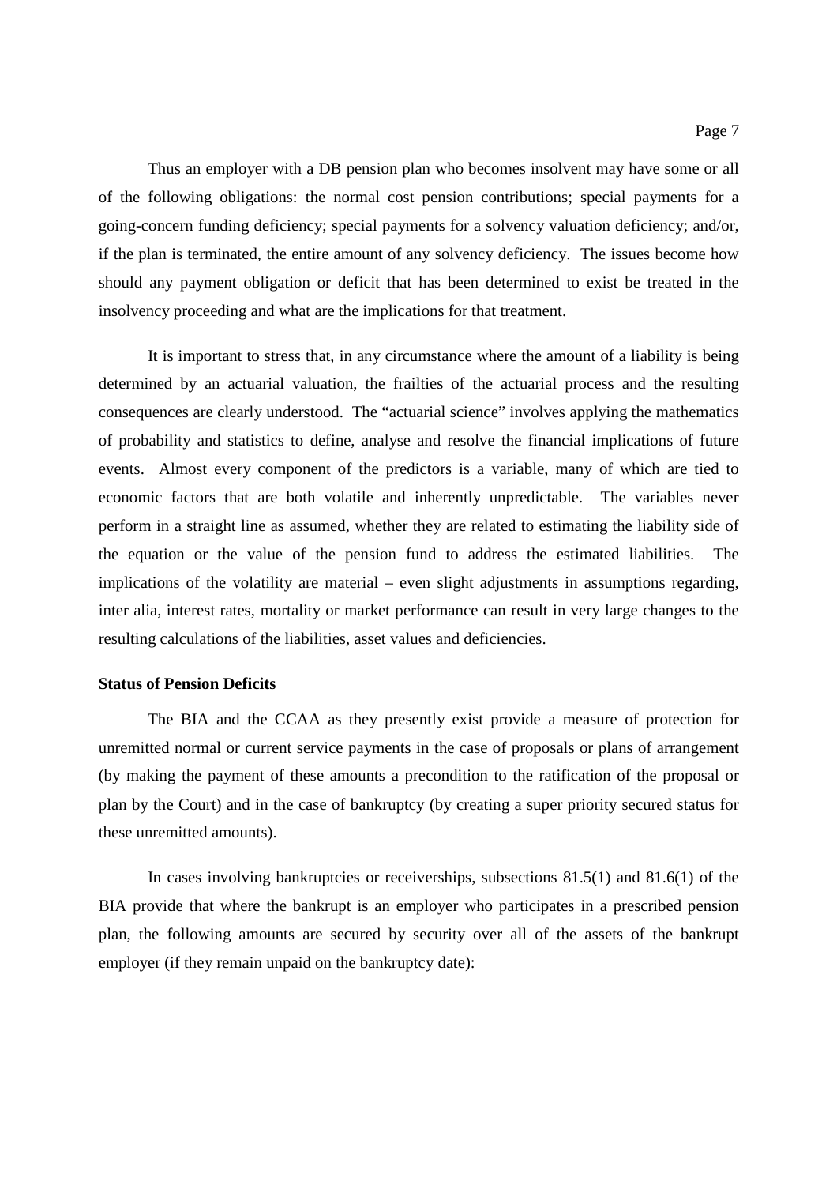Thus an employer with a DB pension plan who becomes insolvent may have some or all of the following obligations: the normal cost pension contributions; special payments for a going-concern funding deficiency; special payments for a solvency valuation deficiency; and/or, if the plan is terminated, the entire amount of any solvency deficiency. The issues become how should any payment obligation or deficit that has been determined to exist be treated in the insolvency proceeding and what are the implications for that treatment.

It is important to stress that, in any circumstance where the amount of a liability is being determined by an actuarial valuation, the frailties of the actuarial process and the resulting consequences are clearly understood. The "actuarial science" involves applying the mathematics of probability and statistics to define, analyse and resolve the financial implications of future events. Almost every component of the predictors is a variable, many of which are tied to economic factors that are both volatile and inherently unpredictable. The variables never perform in a straight line as assumed, whether they are related to estimating the liability side of the equation or the value of the pension fund to address the estimated liabilities. The implications of the volatility are material – even slight adjustments in assumptions regarding, inter alia, interest rates, mortality or market performance can result in very large changes to the resulting calculations of the liabilities, asset values and deficiencies.

**Status of Pension Deficits**

The BIA and the CCAA as they presently exist provide a measure of protection for unremitted normal or current service payments in the case of proposals or plans of arrangement (by making the payment of these amounts a precondition to the ratification of the proposal or plan by the Court) and in the case of bankruptcy (by creating a super priority secured status for these unremitted amounts).

In cases involving bankruptcies or receiverships, subsections 81.5(1) and 81.6(1) of the BIA provide that where the bankrupt is an employer who participates in a prescribed pension plan, the following amounts are secured by security over all of the assets of the bankrupt employer (if they remain unpaid on the bankruptcy date):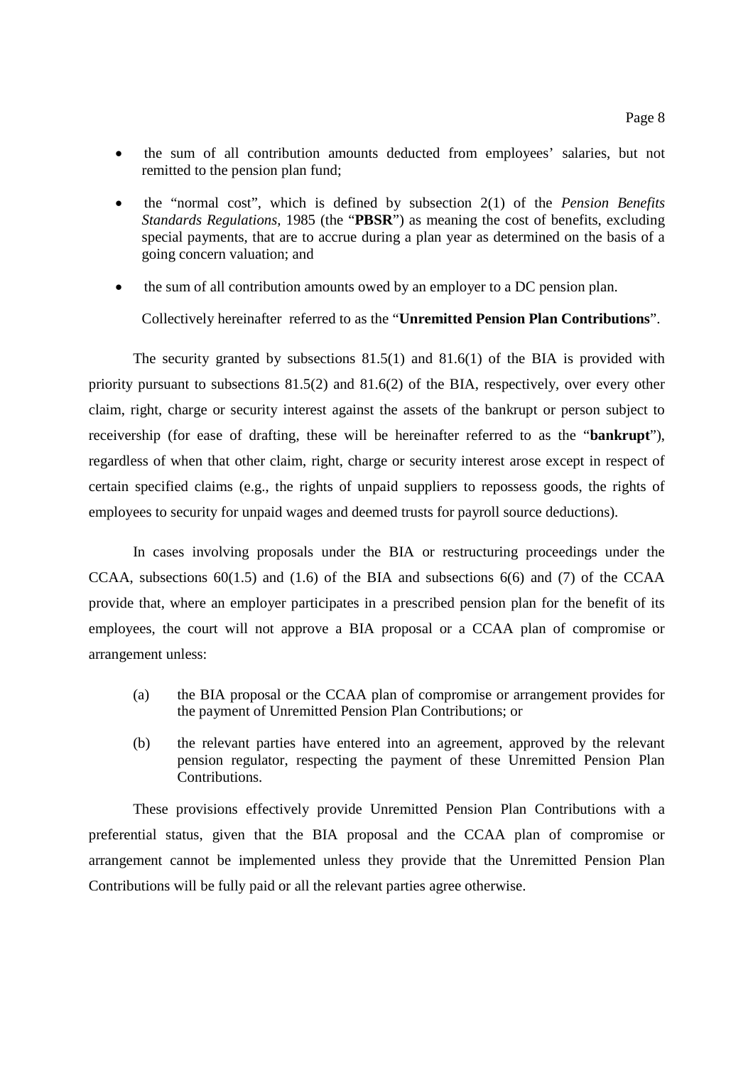- the sum of all contribution amounts deducted from employees' salaries, but not remitted to the pension plan fund;
- the "normal cost", which is defined by subsection 2(1) of the *Pension Benefits Standards Regulations,* 1985 (the "**PBSR**") as meaning the cost of benefits, excluding special payments, that are to accrue during a plan year as determined on the basis of a going concern valuation; and
- the sum of all contribution amounts owed by an employer to a DC pension plan.

Collectively hereinafter referred to as the "**Unremitted Pension Plan Contributions**".

The security granted by subsections 81.5(1) and 81.6(1) of the BIA is provided with priority pursuant to subsections 81.5(2) and 81.6(2) of the BIA, respectively, over every other claim, right, charge or security interest against the assets of the bankrupt or person subject to receivership (for ease of drafting, these will be hereinafter referred to as the "**bankrupt**"), regardless of when that other claim, right, charge or security interest arose except in respect of certain specified claims (e.g., the rights of unpaid suppliers to repossess goods, the rights of employees to security for unpaid wages and deemed trusts for payroll source deductions).

In cases involving proposals under the BIA or restructuring proceedings under the CCAA, subsections 60(1.5) and (1.6) of the BIA and subsections 6(6) and (7) of the CCAA provide that, where an employer participates in a prescribed pension plan for the benefit of its employees, the court will not approve a BIA proposal or a CCAA plan of compromise or arrangement unless:

(a) the BIA proposal or the CCAA plan of compromise or arrangement provides for the payment of Unremitted Pension Plan Contributions; or

(b) the relevant parties have entered into an agreement, approved by the relevant pension regulator, respecting the payment of these Unremitted Pension Plan Contributions.

These provisions effectively provide Unremitted Pension Plan Contributions with a preferential status, given that the BIA proposal and the CCAA plan of compromise or arrangement cannot be implemented unless they provide that the Unremitted Pension Plan Contributions will be fully paid or all the relevant parties agree otherwise.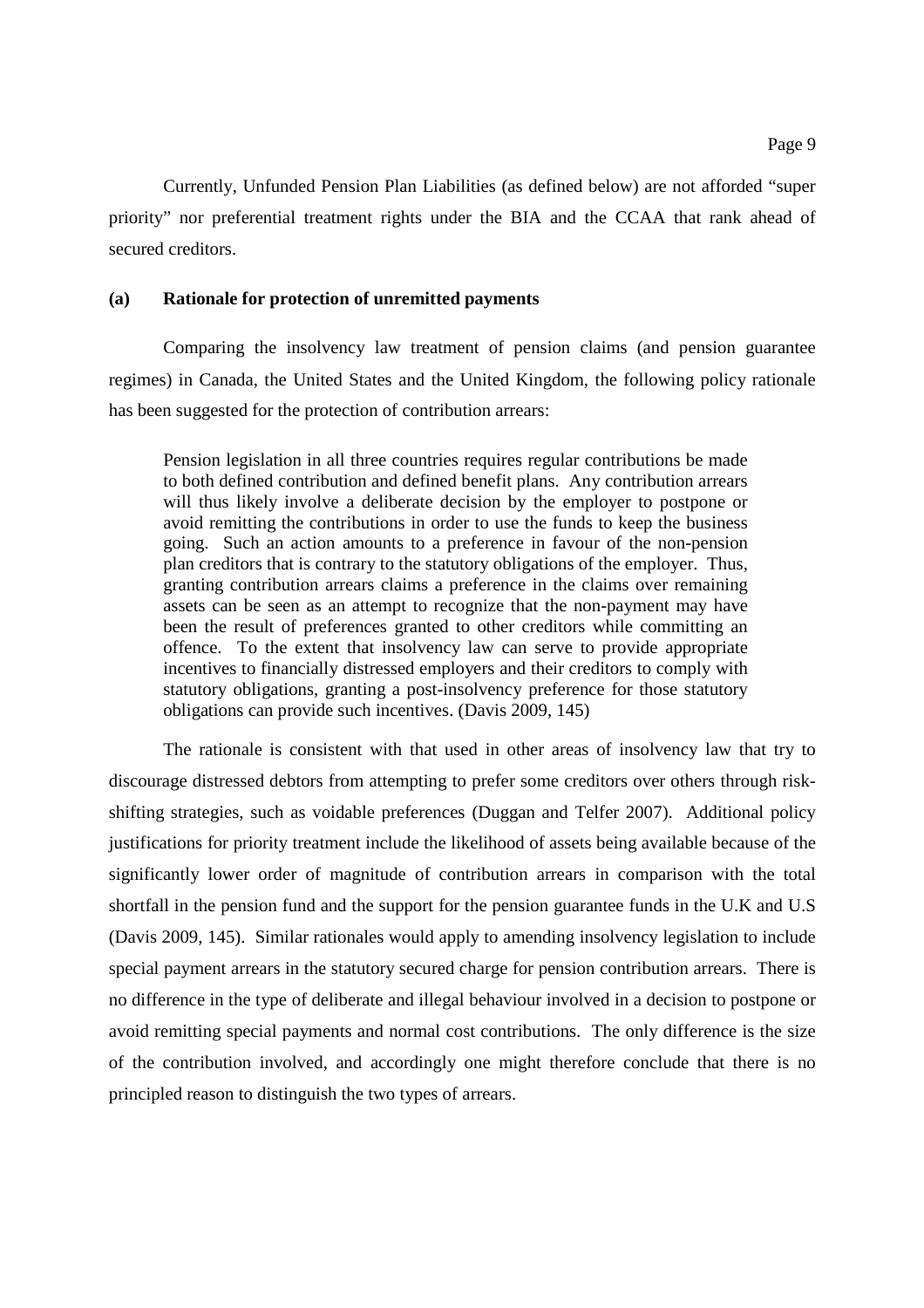Currently, Unfunded Pension Plan Liabilities (as defined below) are not afforded "super priority" nor preferential treatment rights under the BIA and the CCAA that rank ahead of secured creditors.

### (a) Rationale for protection of unremitted payments

Comparing the insolvency law treatment of pension claims (and pension guarantee regimes) in Canada, the United States and the United Kingdom, the following policy rationale has been suggested for the protection of contribution arrears:

> Pension legislation in all three countries requires regular contributions be made to both defined contribution and defined benefit plans. Any contribution arrears will thus likely involve a deliberate decision by the employer to postpone or avoid remitting the contributions in order to use the funds to keep the business going. Such an action amounts to a preference in favour of the non-pension plan creditors that is contrary to the statutory obligations of the employer. Thus, granting contribution arrears claims a preference in the claims over remaining assets can be seen as an attempt to recognize that the non-payment may have been the result of preferences granted to other creditors while committing an offence. To the extent that insolvency law can serve to provide appropriate incentives to financially distressed employers and their creditors to comply with statutory obligations, granting a post-insolvency preference for those statutory obligations can provide such incentives. (Davis 2009, 145)

The rationale is consistent with that used in other areas of insolvency law that try to discourage distressed debtors from attempting to prefer some creditors over others through risk-shifting strategies, such as voidable preferences (Duggan and Telfer 2007). Additional policy justifications for priority treatment include the likelihood of assets being available because of the significantly lower order of magnitude of contribution arrears in comparison with the total shortfall in the pension fund and the support for the pension guarantee funds in the U.K and U.S (Davis 2009, 145). Similar rationales would apply to amending insolvency legislation to include special payment arrears in the statutory secured charge for pension contribution arrears. There is no difference in the type of deliberate and illegal behaviour involved in a decision to postpone or avoid remitting special payments and normal cost contributions. The only difference is the size of the contribution involved, and accordingly one might therefore conclude that there is no principled reason to distinguish the two types of arrears.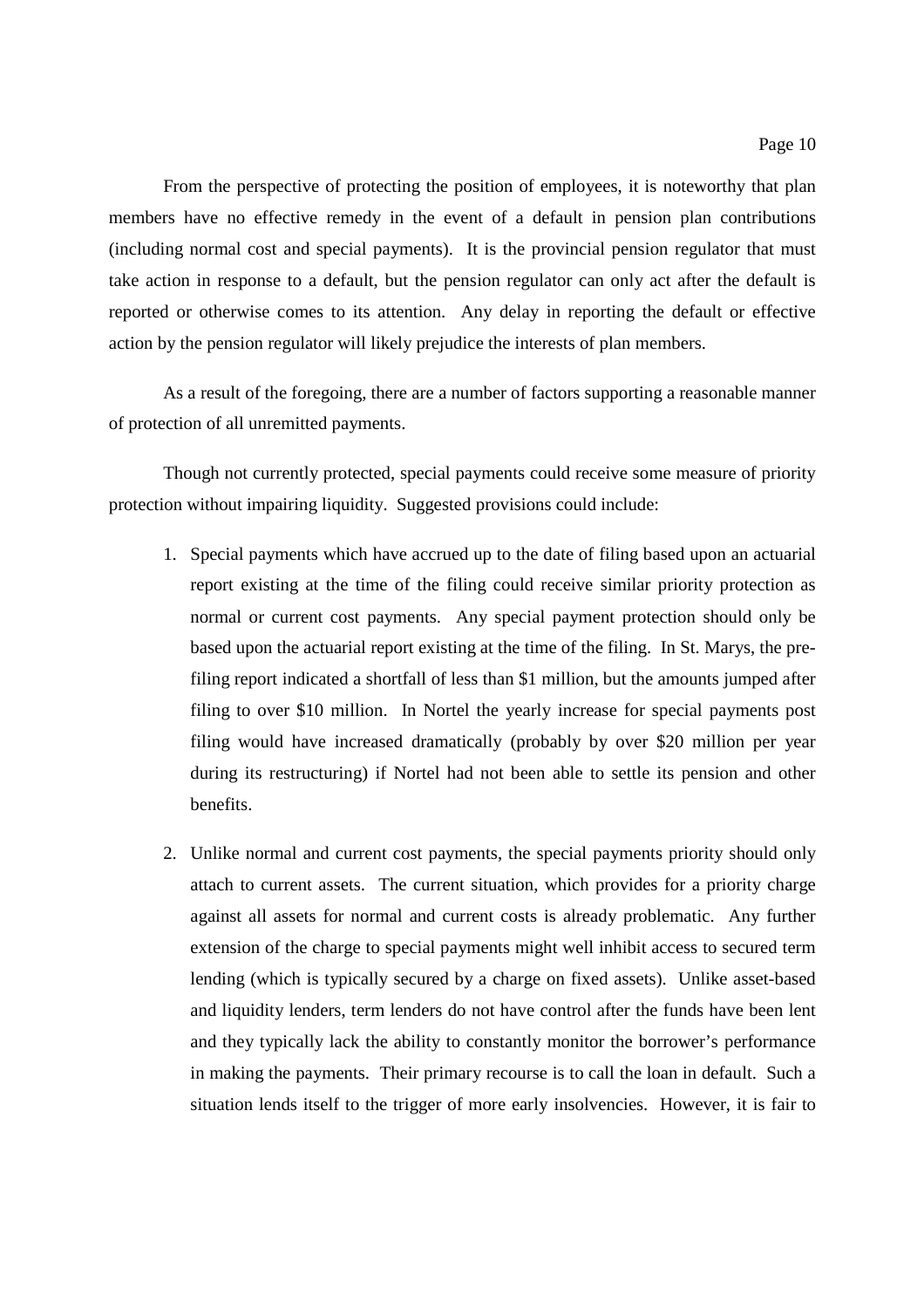From the perspective of protecting the position of employees, it is noteworthy that plan members have no effective remedy in the event of a default in pension plan contributions (including normal cost and special payments). It is the provincial pension regulator that must take action in response to a default, but the pension regulator can only act after the default is reported or otherwise comes to its attention. Any delay in reporting the default or effective action by the pension regulator will likely prejudice the interests of plan members.

As a result of the foregoing, there are a number of factors supporting a reasonable manner of protection of all unremitted payments.

Though not currently protected, special payments could receive some measure of priority protection without impairing liquidity. Suggested provisions could include:

1. Special payments which have accrued up to the date of filing based upon an actuarial report existing at the time of the filing could receive similar priority protection as normal or current cost payments. Any special payment protection should only be based upon the actuarial report existing at the time of the filing. In St. Marys, the pre-filing report indicated a shortfall of less than $1 million, but the amounts jumped after filing to over $10 million. In Nortel the yearly increase for special payments post filing would have increased dramatically (probably by over $20 million per year during its restructuring) if Nortel had not been able to settle its pension and other benefits.

2. Unlike normal and current cost payments, the special payments priority should only attach to current assets. The current situation, which provides for a priority charge against all assets for normal and current costs is already problematic. Any further extension of the charge to special payments might well inhibit access to secured term lending (which is typically secured by a charge on fixed assets). Unlike asset-based and liquidity lenders, term lenders do not have control after the funds have been lent and they typically lack the ability to constantly monitor the borrower's performance in making the payments. Their primary recourse is to call the loan in default. Such a situation lends itself to the trigger of more early insolvencies. However, it is fair to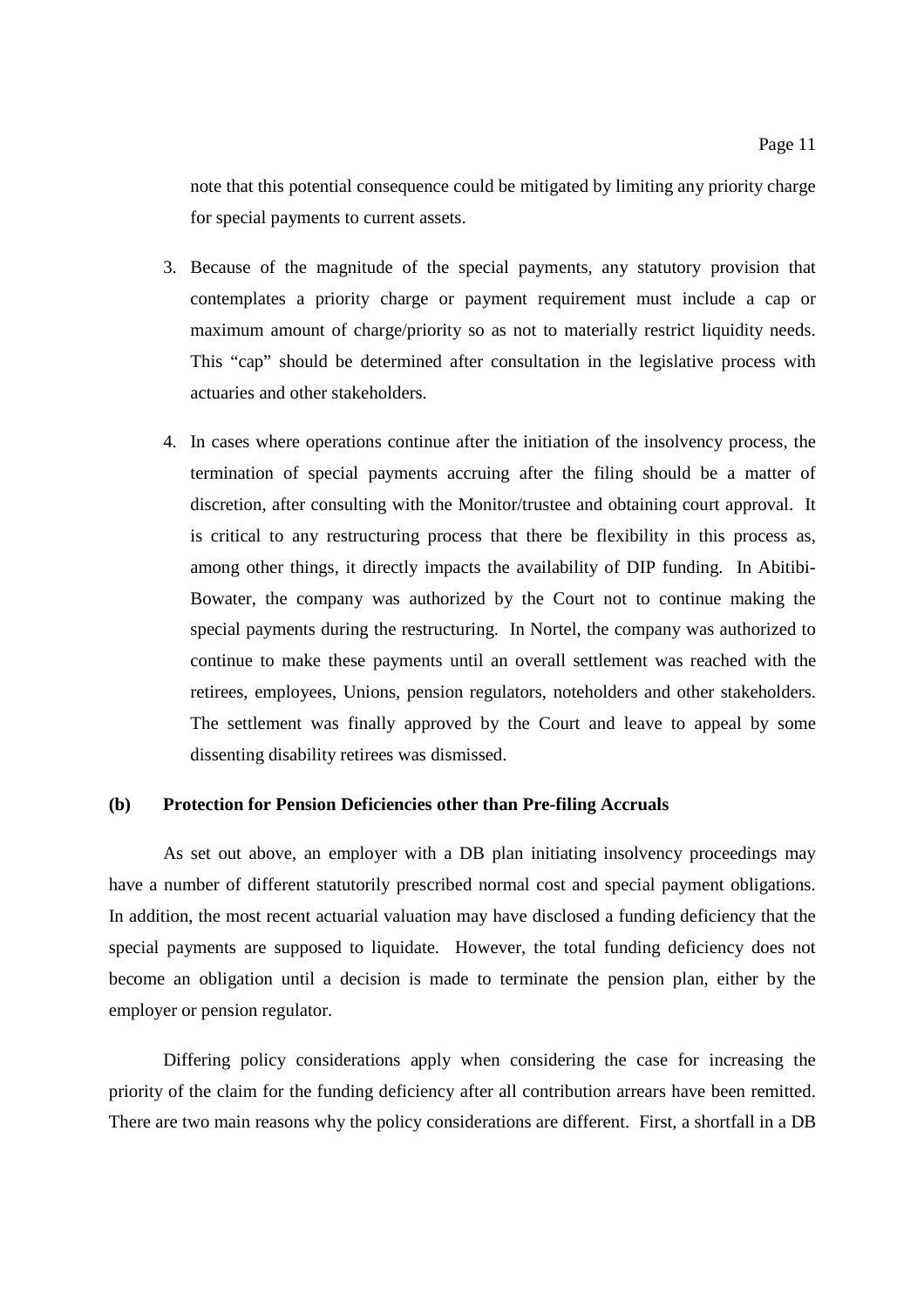note that this potential consequence could be mitigated by limiting any priority charge for special payments to current assets.

3. Because of the magnitude of the special payments, any statutory provision that contemplates a priority charge or payment requirement must include a cap or maximum amount of charge/priority so as not to materially restrict liquidity needs. This "cap" should be determined after consultation in the legislative process with actuaries and other stakeholders.

4. In cases where operations continue after the initiation of the insolvency process, the termination of special payments accruing after the filing should be a matter of discretion, after consulting with the Monitor/trustee and obtaining court approval. It is critical to any restructuring process that there be flexibility in this process as, among other things, it directly impacts the availability of DIP funding. In Abitibi-Bowater, the company was authorized by the Court not to continue making the special payments during the restructuring. In Nortel, the company was authorized to continue to make these payments until an overall settlement was reached with the retirees, employees, Unions, pension regulators, noteholders and other stakeholders. The settlement was finally approved by the Court and leave to appeal by some dissenting disability retirees was dismissed.

**(b) Protection for Pension Deficiencies other than Pre-filing Accruals**

As set out above, an employer with a DB plan initiating insolvency proceedings may have a number of different statutorily prescribed normal cost and special payment obligations. In addition, the most recent actuarial valuation may have disclosed a funding deficiency that the special payments are supposed to liquidate. However, the total funding deficiency does not become an obligation until a decision is made to terminate the pension plan, either by the employer or pension regulator.

Differing policy considerations apply when considering the case for increasing the priority of the claim for the funding deficiency after all contribution arrears have been remitted. There are two main reasons why the policy considerations are different. First, a shortfall in a DB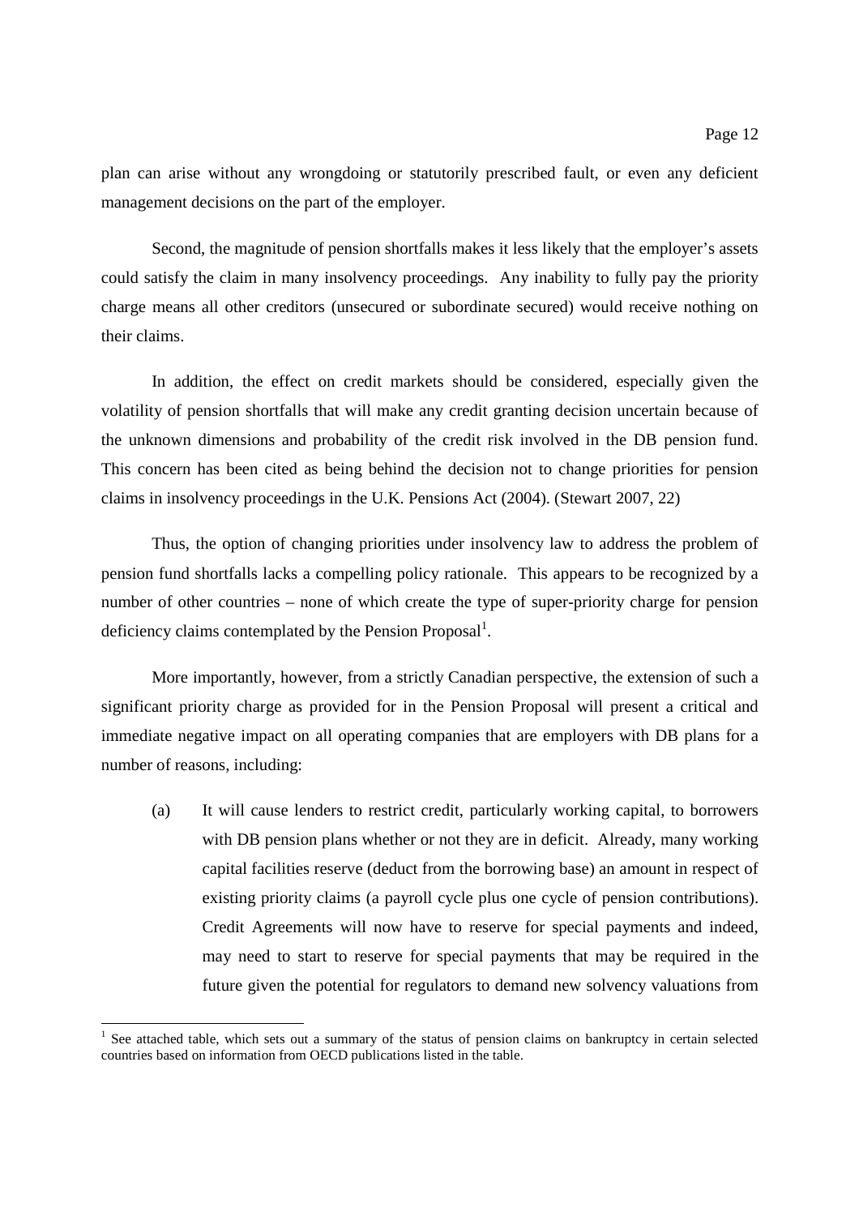plan can arise without any wrongdoing or statutorily prescribed fault, or even any deficient management decisions on the part of the employer.

Second, the magnitude of pension shortfalls makes it less likely that the employer's assets could satisfy the claim in many insolvency proceedings. Any inability to fully pay the priority charge means all other creditors (unsecured or subordinate secured) would receive nothing on their claims.

In addition, the effect on credit markets should be considered, especially given the volatility of pension shortfalls that will make any credit granting decision uncertain because of the unknown dimensions and probability of the credit risk involved in the DB pension fund. This concern has been cited as being behind the decision not to change priorities for pension claims in insolvency proceedings in the U.K. Pensions Act (2004). (Stewart 2007, 22)

Thus, the option of changing priorities under insolvency law to address the problem of pension fund shortfalls lacks a compelling policy rationale. This appears to be recognized by a number of other countries – none of which create the type of super-priority charge for pension deficiency claims contemplated by the Pension Proposal[1].

More importantly, however, from a strictly Canadian perspective, the extension of such a significant priority charge as provided for in the Pension Proposal will present a critical and immediate negative impact on all operating companies that are employers with DB plans for a number of reasons, including:

(a) It will cause lenders to restrict credit, particularly working capital, to borrowers with DB pension plans whether or not they are in deficit. Already, many working capital facilities reserve (deduct from the borrowing base) an amount in respect of existing priority claims (a payroll cycle plus one cycle of pension contributions). Credit Agreements will now have to reserve for special payments and indeed, may need to start to reserve for special payments that may be required in the future given the potential for regulators to demand new solvency valuations from

---

[1] See attached table, which sets out a summary of the status of pension claims on bankruptcy in certain selected countries based on information from OECD publications listed in the table.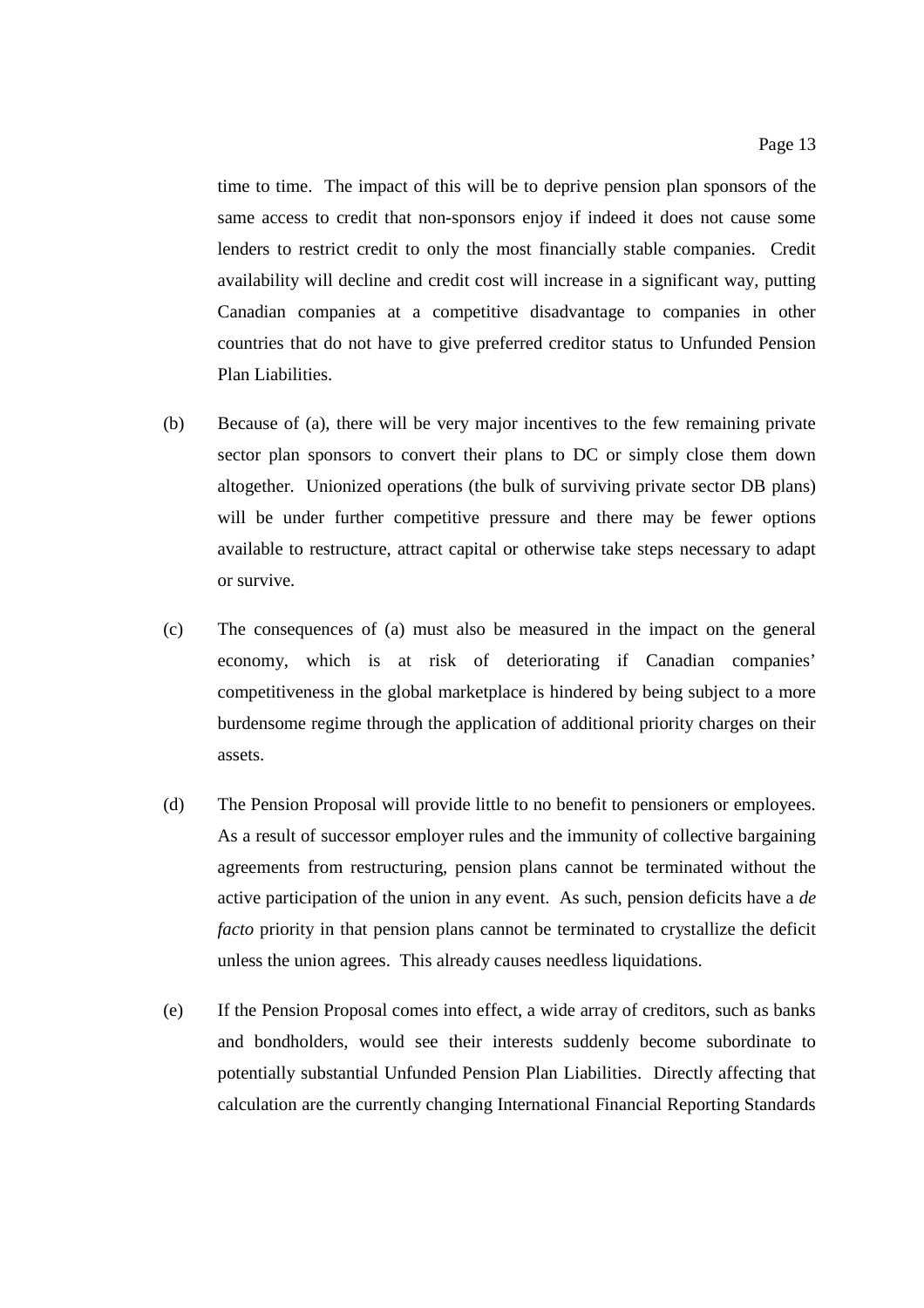time to time. The impact of this will be to deprive pension plan sponsors of the same access to credit that non-sponsors enjoy if indeed it does not cause some lenders to restrict credit to only the most financially stable companies. Credit availability will decline and credit cost will increase in a significant way, putting Canadian companies at a competitive disadvantage to companies in other countries that do not have to give preferred creditor status to Unfunded Pension Plan Liabilities.

(b) Because of (a), there will be very major incentives to the few remaining private sector plan sponsors to convert their plans to DC or simply close them down altogether. Unionized operations (the bulk of surviving private sector DB plans) will be under further competitive pressure and there may be fewer options available to restructure, attract capital or otherwise take steps necessary to adapt or survive.

(c) The consequences of (a) must also be measured in the impact on the general economy, which is at risk of deteriorating if Canadian companies' competitiveness in the global marketplace is hindered by being subject to a more burdensome regime through the application of additional priority charges on their assets.

(d) The Pension Proposal will provide little to no benefit to pensioners or employees. As a result of successor employer rules and the immunity of collective bargaining agreements from restructuring, pension plans cannot be terminated without the active participation of the union in any event. As such, pension deficits have a *de facto* priority in that pension plans cannot be terminated to crystallize the deficit unless the union agrees. This already causes needless liquidations.

(e) If the Pension Proposal comes into effect, a wide array of creditors, such as banks and bondholders, would see their interests suddenly become subordinate to potentially substantial Unfunded Pension Plan Liabilities. Directly affecting that calculation are the currently changing International Financial Reporting Standards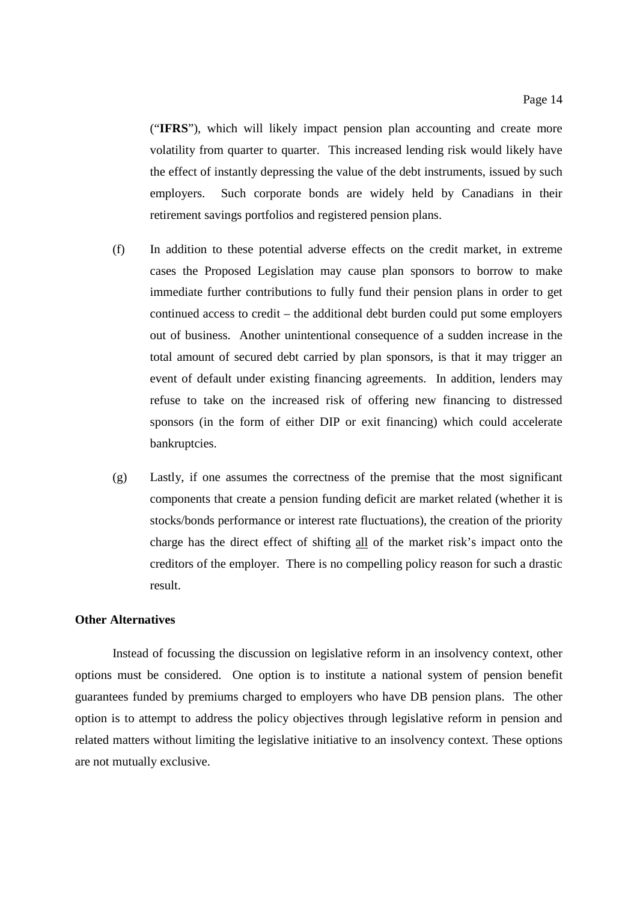("**IFRS**"), which will likely impact pension plan accounting and create more volatility from quarter to quarter. This increased lending risk would likely have the effect of instantly depressing the value of the debt instruments, issued by such employers. Such corporate bonds are widely held by Canadians in their retirement savings portfolios and registered pension plans.

(f) In addition to these potential adverse effects on the credit market, in extreme cases the Proposed Legislation may cause plan sponsors to borrow to make immediate further contributions to fully fund their pension plans in order to get continued access to credit – the additional debt burden could put some employers out of business. Another unintentional consequence of a sudden increase in the total amount of secured debt carried by plan sponsors, is that it may trigger an event of default under existing financing agreements. In addition, lenders may refuse to take on the increased risk of offering new financing to distressed sponsors (in the form of either DIP or exit financing) which could accelerate bankruptcies.

(g) Lastly, if one assumes the correctness of the premise that the most significant components that create a pension funding deficit are market related (whether it is stocks/bonds performance or interest rate fluctuations), the creation of the priority charge has the direct effect of shifting <u>all</u> of the market risk's impact onto the creditors of the employer. There is no compelling policy reason for such a drastic result.

**Other Alternatives**

Instead of focussing the discussion on legislative reform in an insolvency context, other options must be considered. One option is to institute a national system of pension benefit guarantees funded by premiums charged to employers who have DB pension plans. The other option is to attempt to address the policy objectives through legislative reform in pension and related matters without limiting the legislative initiative to an insolvency context. These options are not mutually exclusive.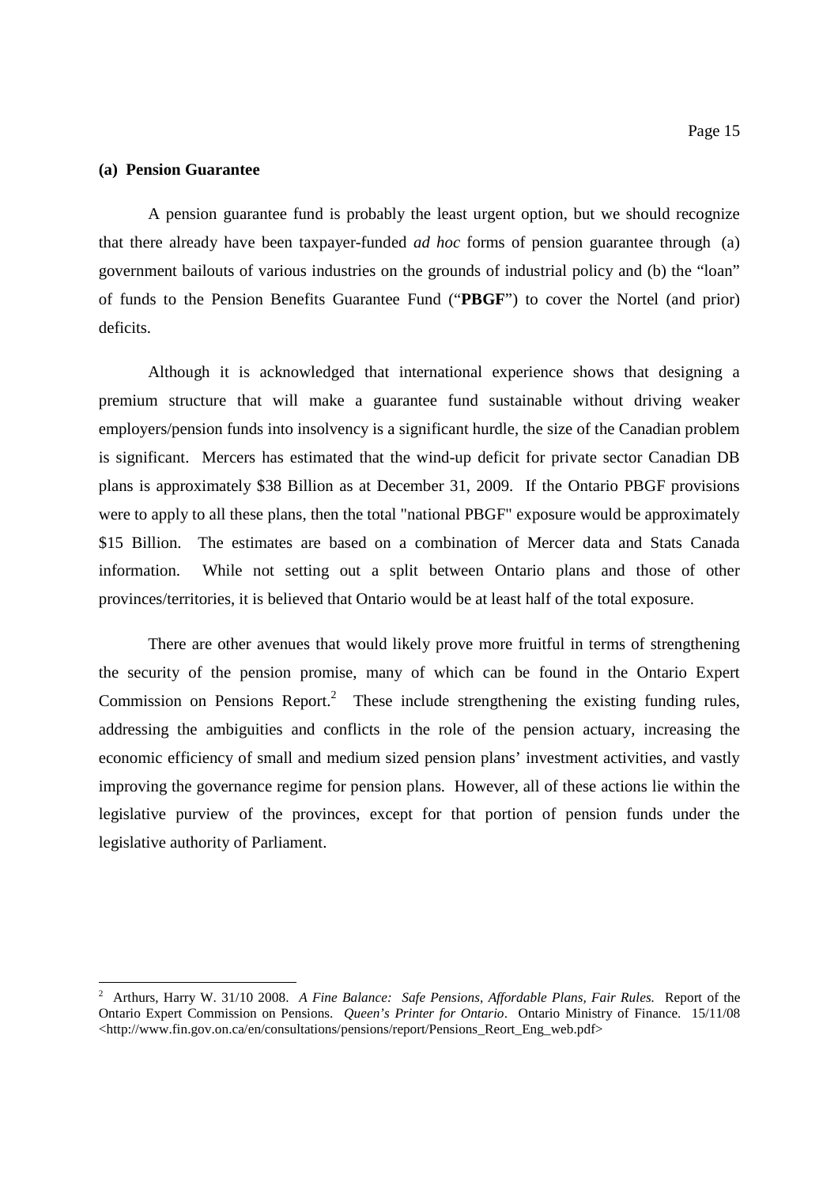### (a) Pension Guarantee

A pension guarantee fund is probably the least urgent option, but we should recognize that there already have been taxpayer-funded *ad hoc* forms of pension guarantee through (a) government bailouts of various industries on the grounds of industrial policy and (b) the "loan" of funds to the Pension Benefits Guarantee Fund ("**PBGF**") to cover the Nortel (and prior) deficits.

Although it is acknowledged that international experience shows that designing a premium structure that will make a guarantee fund sustainable without driving weaker employers/pension funds into insolvency is a significant hurdle, the size of the Canadian problem is significant. Mercers has estimated that the wind-up deficit for private sector Canadian DB plans is approximately $38 Billion as at December 31, 2009. If the Ontario PBGF provisions were to apply to all these plans, then the total "national PBGF" exposure would be approximately $15 Billion. The estimates are based on a combination of Mercer data and Stats Canada information. While not setting out a split between Ontario plans and those of other provinces/territories, it is believed that Ontario would be at least half of the total exposure.

There are other avenues that would likely prove more fruitful in terms of strengthening the security of the pension promise, many of which can be found in the Ontario Expert Commission on Pensions Report.[2] These include strengthening the existing funding rules, addressing the ambiguities and conflicts in the role of the pension actuary, increasing the economic efficiency of small and medium sized pension plans' investment activities, and vastly improving the governance regime for pension plans. However, all of these actions lie within the legislative purview of the provinces, except for that portion of pension funds under the legislative authority of Parliament.

---

[2] Arthurs, Harry W. 31/10 2008. *A Fine Balance: Safe Pensions, Affordable Plans, Fair Rules.* Report of the Ontario Expert Commission on Pensions. *Queen's Printer for Ontario*. Ontario Ministry of Finance. 15/11/08 <http://www.fin.gov.on.ca/en/consultations/pensions/report/Pensions_Reort_Eng_web.pdf>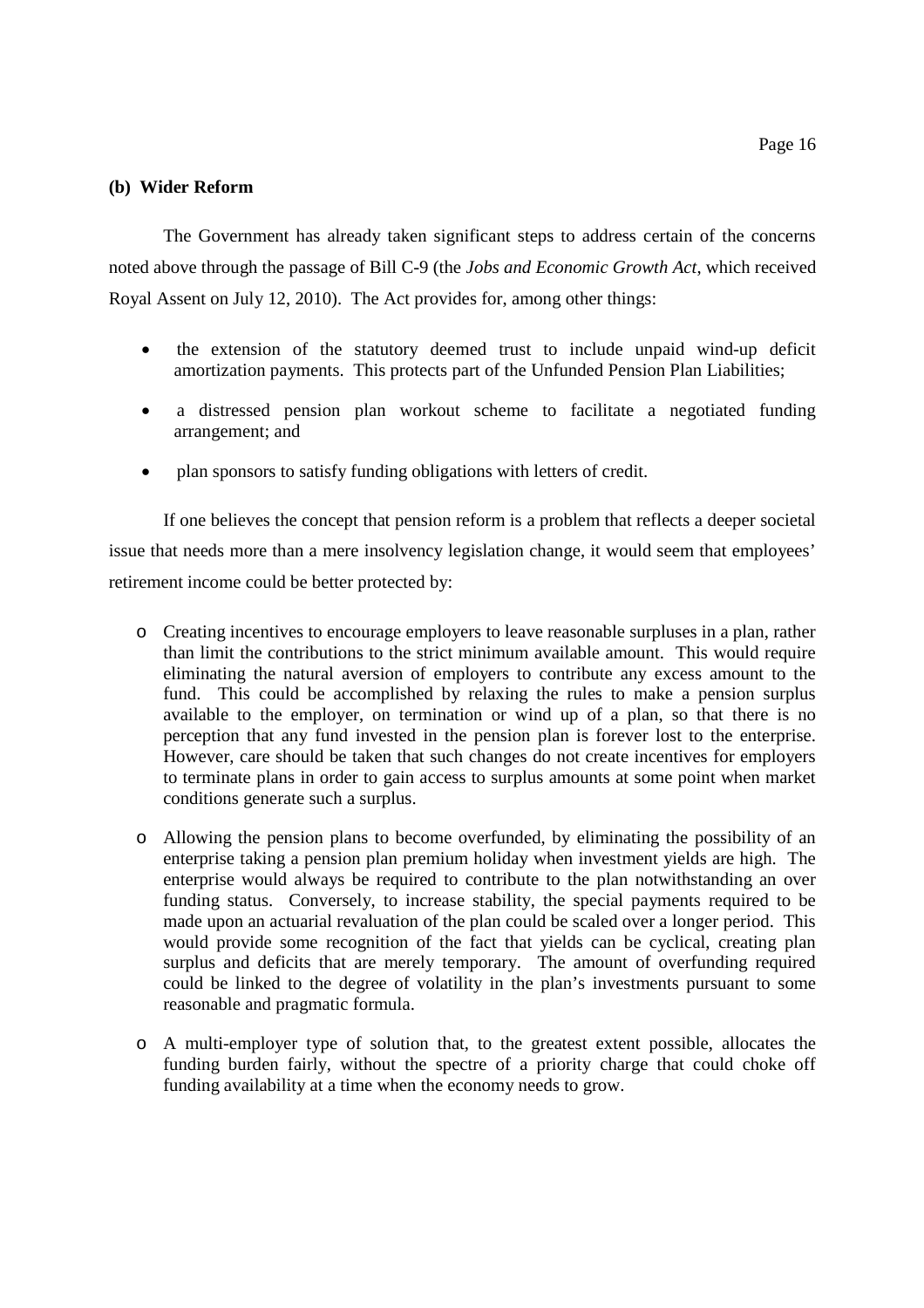**(b) Wider Reform**

The Government has already taken significant steps to address certain of the concerns noted above through the passage of Bill C-9 (the *Jobs and Economic Growth Act*, which received Royal Assent on July 12, 2010). The Act provides for, among other things:

- the extension of the statutory deemed trust to include unpaid wind-up deficit amortization payments. This protects part of the Unfunded Pension Plan Liabilities;
- a distressed pension plan workout scheme to facilitate a negotiated funding arrangement; and
- plan sponsors to satisfy funding obligations with letters of credit.

If one believes the concept that pension reform is a problem that reflects a deeper societal issue that needs more than a mere insolvency legislation change, it would seem that employees' retirement income could be better protected by:

- Creating incentives to encourage employers to leave reasonable surpluses in a plan, rather than limit the contributions to the strict minimum available amount. This would require eliminating the natural aversion of employers to contribute any excess amount to the fund. This could be accomplished by relaxing the rules to make a pension surplus available to the employer, on termination or wind up of a plan, so that there is no perception that any fund invested in the pension plan is forever lost to the enterprise. However, care should be taken that such changes do not create incentives for employers to terminate plans in order to gain access to surplus amounts at some point when market conditions generate such a surplus.
- Allowing the pension plans to become overfunded, by eliminating the possibility of an enterprise taking a pension plan premium holiday when investment yields are high. The enterprise would always be required to contribute to the plan notwithstanding an over funding status. Conversely, to increase stability, the special payments required to be made upon an actuarial revaluation of the plan could be scaled over a longer period. This would provide some recognition of the fact that yields can be cyclical, creating plan surplus and deficits that are merely temporary. The amount of overfunding required could be linked to the degree of volatility in the plan's investments pursuant to some reasonable and pragmatic formula.
- A multi-employer type of solution that, to the greatest extent possible, allocates the funding burden fairly, without the spectre of a priority charge that could choke off funding availability at a time when the economy needs to grow.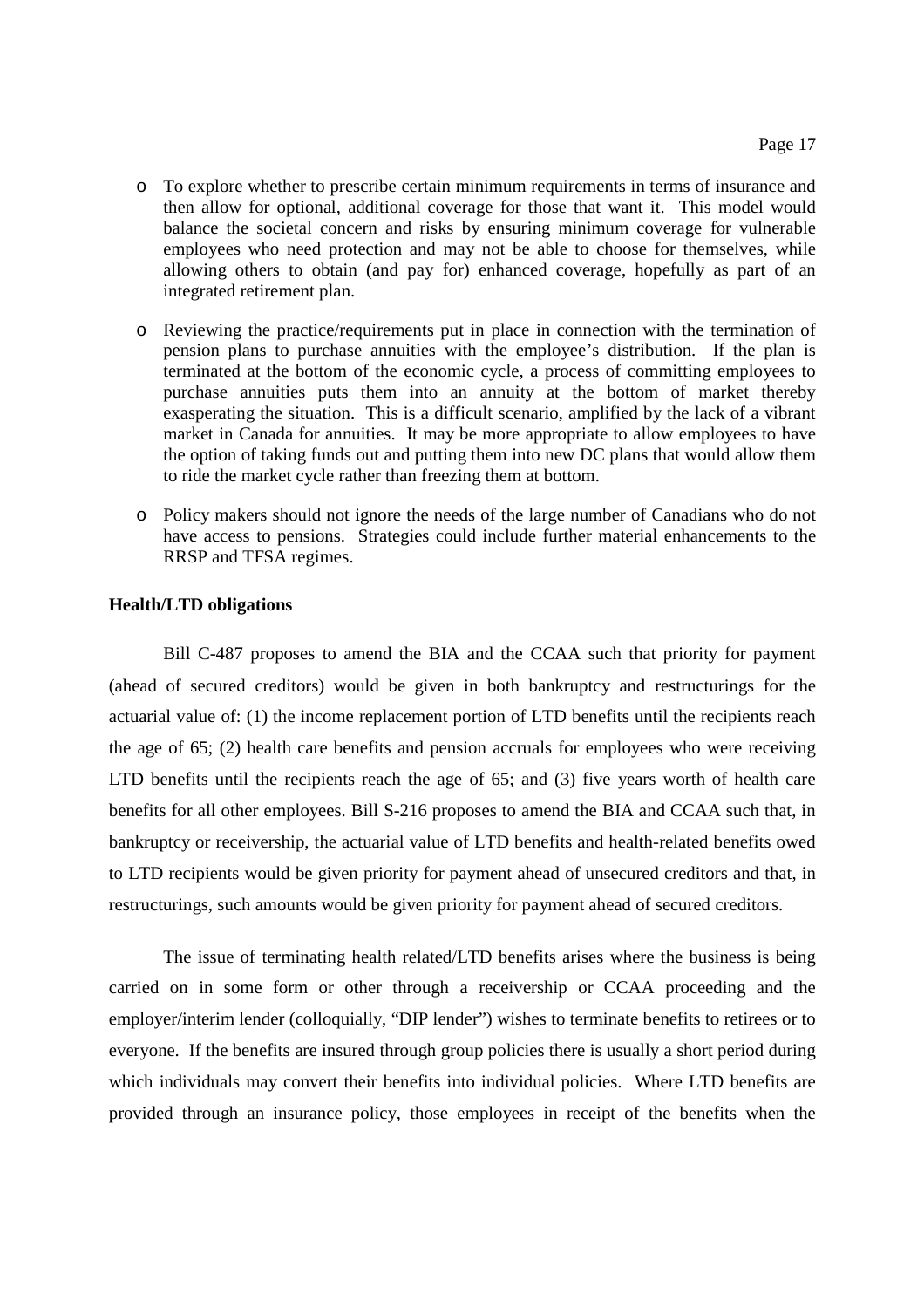- To explore whether to prescribe certain minimum requirements in terms of insurance and then allow for optional, additional coverage for those that want it. This model would balance the societal concern and risks by ensuring minimum coverage for vulnerable employees who need protection and may not be able to choose for themselves, while allowing others to obtain (and pay for) enhanced coverage, hopefully as part of an integrated retirement plan.

- Reviewing the practice/requirements put in place in connection with the termination of pension plans to purchase annuities with the employee's distribution. If the plan is terminated at the bottom of the economic cycle, a process of committing employees to purchase annuities puts them into an annuity at the bottom of market thereby exasperating the situation. This is a difficult scenario, amplified by the lack of a vibrant market in Canada for annuities. It may be more appropriate to allow employees to have the option of taking funds out and putting them into new DC plans that would allow them to ride the market cycle rather than freezing them at bottom.

- Policy makers should not ignore the needs of the large number of Canadians who do not have access to pensions. Strategies could include further material enhancements to the RRSP and TFSA regimes.

**Health/LTD obligations**

Bill C-487 proposes to amend the BIA and the CCAA such that priority for payment (ahead of secured creditors) would be given in both bankruptcy and restructurings for the actuarial value of: (1) the income replacement portion of LTD benefits until the recipients reach the age of 65; (2) health care benefits and pension accruals for employees who were receiving LTD benefits until the recipients reach the age of 65; and (3) five years worth of health care benefits for all other employees. Bill S-216 proposes to amend the BIA and CCAA such that, in bankruptcy or receivership, the actuarial value of LTD benefits and health-related benefits owed to LTD recipients would be given priority for payment ahead of unsecured creditors and that, in restructurings, such amounts would be given priority for payment ahead of secured creditors.

The issue of terminating health related/LTD benefits arises where the business is being carried on in some form or other through a receivership or CCAA proceeding and the employer/interim lender (colloquially, "DIP lender") wishes to terminate benefits to retirees or to everyone. If the benefits are insured through group policies there is usually a short period during which individuals may convert their benefits into individual policies. Where LTD benefits are provided through an insurance policy, those employees in receipt of the benefits when the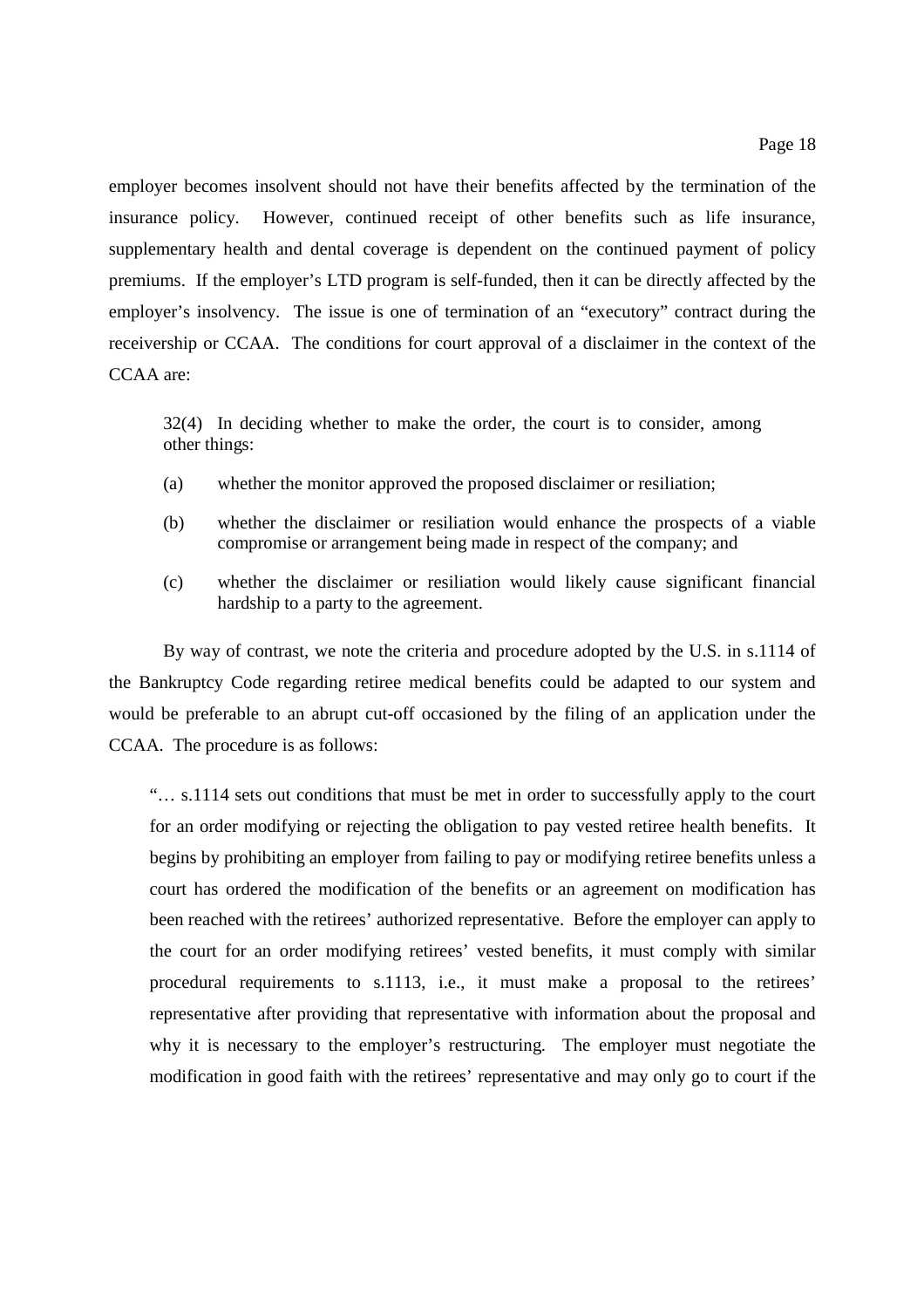employer becomes insolvent should not have their benefits affected by the termination of the insurance policy. However, continued receipt of other benefits such as life insurance, supplementary health and dental coverage is dependent on the continued payment of policy premiums. If the employer's LTD program is self-funded, then it can be directly affected by the employer's insolvency. The issue is one of termination of an "executory" contract during the receivership or CCAA. The conditions for court approval of a disclaimer in the context of the CCAA are:

> 32(4) In deciding whether to make the order, the court is to consider, among other things:
>
> (a) whether the monitor approved the proposed disclaimer or resiliation;
>
> (b) whether the disclaimer or resiliation would enhance the prospects of a viable compromise or arrangement being made in respect of the company; and
>
> (c) whether the disclaimer or resiliation would likely cause significant financial hardship to a party to the agreement.

By way of contrast, we note the criteria and procedure adopted by the U.S. in s.1114 of the Bankruptcy Code regarding retiree medical benefits could be adapted to our system and would be preferable to an abrupt cut-off occasioned by the filing of an application under the CCAA. The procedure is as follows:

> "… s.1114 sets out conditions that must be met in order to successfully apply to the court for an order modifying or rejecting the obligation to pay vested retiree health benefits. It begins by prohibiting an employer from failing to pay or modifying retiree benefits unless a court has ordered the modification of the benefits or an agreement on modification has been reached with the retirees' authorized representative. Before the employer can apply to the court for an order modifying retirees' vested benefits, it must comply with similar procedural requirements to s.1113, i.e., it must make a proposal to the retirees' representative after providing that representative with information about the proposal and why it is necessary to the employer's restructuring. The employer must negotiate the modification in good faith with the retirees' representative and may only go to court if the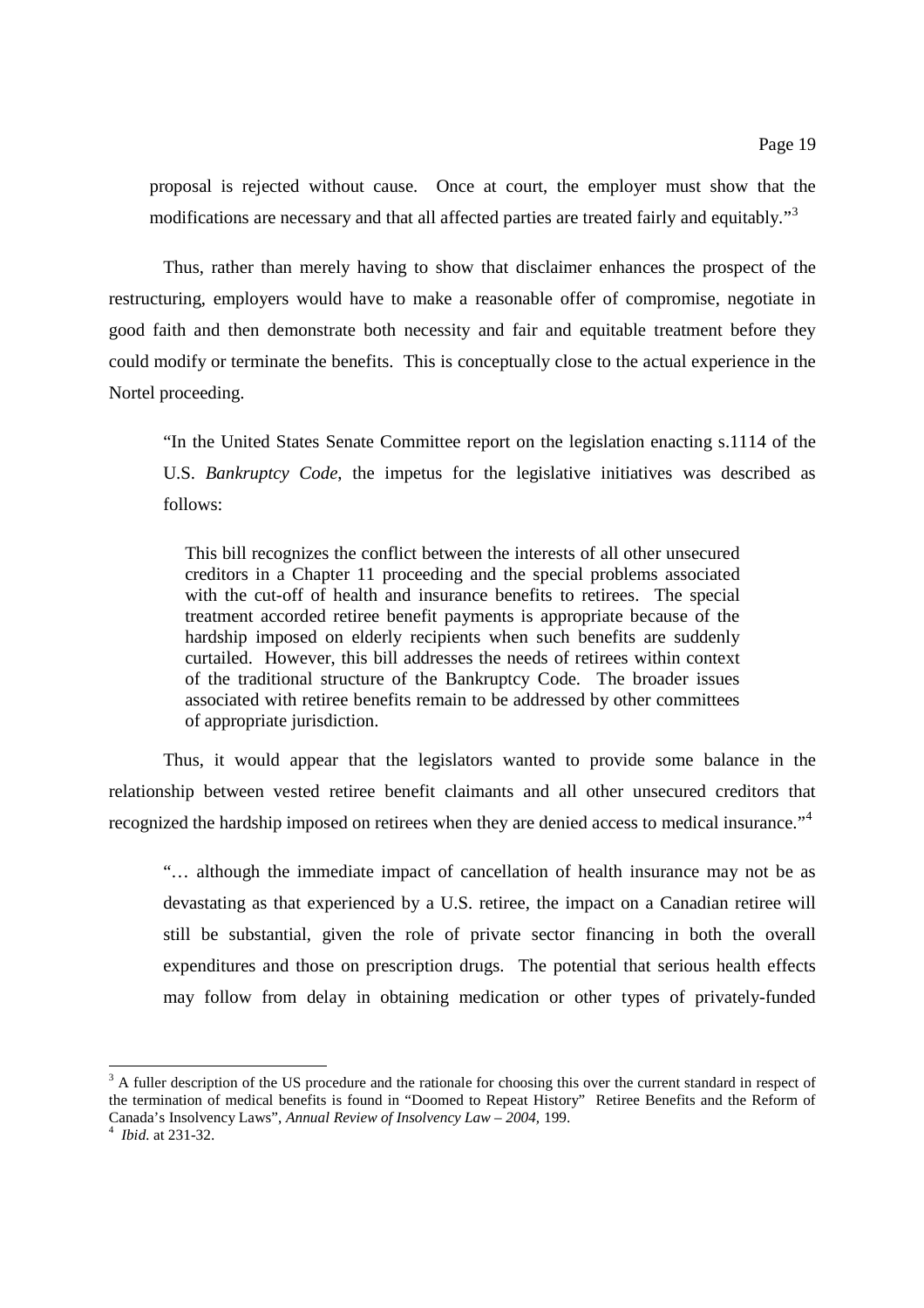proposal is rejected without cause. Once at court, the employer must show that the modifications are necessary and that all affected parties are treated fairly and equitably."[3]

Thus, rather than merely having to show that disclaimer enhances the prospect of the restructuring, employers would have to make a reasonable offer of compromise, negotiate in good faith and then demonstrate both necessity and fair and equitable treatment before they could modify or terminate the benefits. This is conceptually close to the actual experience in the Nortel proceeding.

> "In the United States Senate Committee report on the legislation enacting s.1114 of the U.S. *Bankruptcy Code*, the impetus for the legislative initiatives was described as follows:
>
> > This bill recognizes the conflict between the interests of all other unsecured creditors in a Chapter 11 proceeding and the special problems associated with the cut-off of health and insurance benefits to retirees. The special treatment accorded retiree benefit payments is appropriate because of the hardship imposed on elderly recipients when such benefits are suddenly curtailed. However, this bill addresses the needs of retirees within context of the traditional structure of the Bankruptcy Code. The broader issues associated with retiree benefits remain to be addressed by other committees of appropriate jurisdiction.
>
> Thus, it would appear that the legislators wanted to provide some balance in the relationship between vested retiree benefit claimants and all other unsecured creditors that recognized the hardship imposed on retirees when they are denied access to medical insurance."[4]

> "… although the immediate impact of cancellation of health insurance may not be as devastating as that experienced by a U.S. retiree, the impact on a Canadian retiree will still be substantial, given the role of private sector financing in both the overall expenditures and those on prescription drugs. The potential that serious health effects may follow from delay in obtaining medication or other types of privately-funded

---

[3] A fuller description of the US procedure and the rationale for choosing this over the current standard in respect of the termination of medical benefits is found in "Doomed to Repeat History" Retiree Benefits and the Reform of Canada's Insolvency Laws", *Annual Review of Insolvency Law – 2004*, 199.

[4] *Ibid.* at 231-32.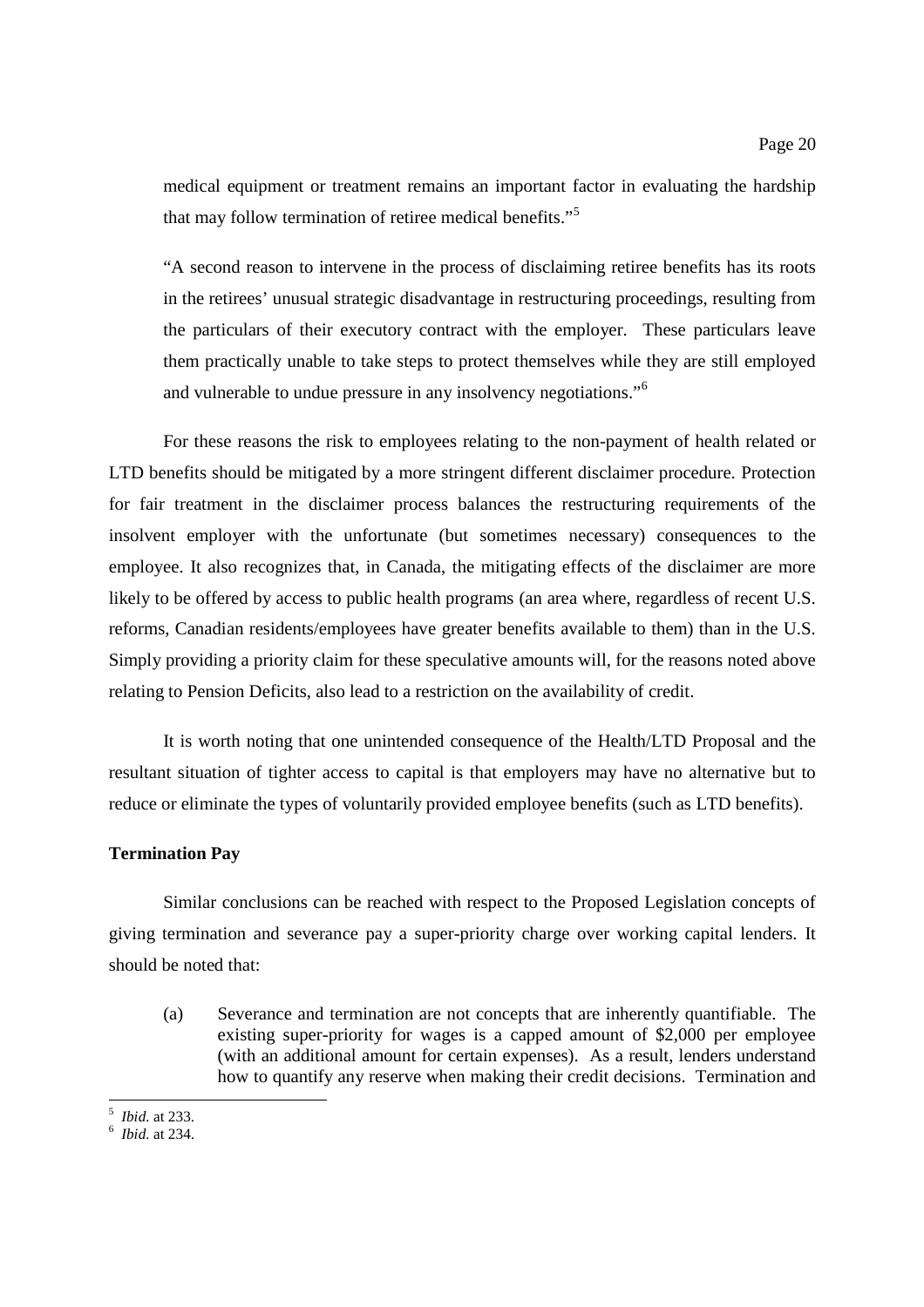medical equipment or treatment remains an important factor in evaluating the hardship that may follow termination of retiree medical benefits."[5]

"A second reason to intervene in the process of disclaiming retiree benefits has its roots in the retirees' unusual strategic disadvantage in restructuring proceedings, resulting from the particulars of their executory contract with the employer. These particulars leave them practically unable to take steps to protect themselves while they are still employed and vulnerable to undue pressure in any insolvency negotiations."[6]

For these reasons the risk to employees relating to the non-payment of health related or LTD benefits should be mitigated by a more stringent different disclaimer procedure. Protection for fair treatment in the disclaimer process balances the restructuring requirements of the insolvent employer with the unfortunate (but sometimes necessary) consequences to the employee. It also recognizes that, in Canada, the mitigating effects of the disclaimer are more likely to be offered by access to public health programs (an area where, regardless of recent U.S. reforms, Canadian residents/employees have greater benefits available to them) than in the U.S. Simply providing a priority claim for these speculative amounts will, for the reasons noted above relating to Pension Deficits, also lead to a restriction on the availability of credit.

It is worth noting that one unintended consequence of the Health/LTD Proposal and the resultant situation of tighter access to capital is that employers may have no alternative but to reduce or eliminate the types of voluntarily provided employee benefits (such as LTD benefits).

**Termination Pay**

Similar conclusions can be reached with respect to the Proposed Legislation concepts of giving termination and severance pay a super-priority charge over working capital lenders. It should be noted that:

(a) Severance and termination are not concepts that are inherently quantifiable. The existing super-priority for wages is a capped amount of $2,000 per employee (with an additional amount for certain expenses). As a result, lenders understand how to quantify any reserve when making their credit decisions. Termination and

---

[5] *Ibid.* at 233.

[6] *Ibid.* at 234.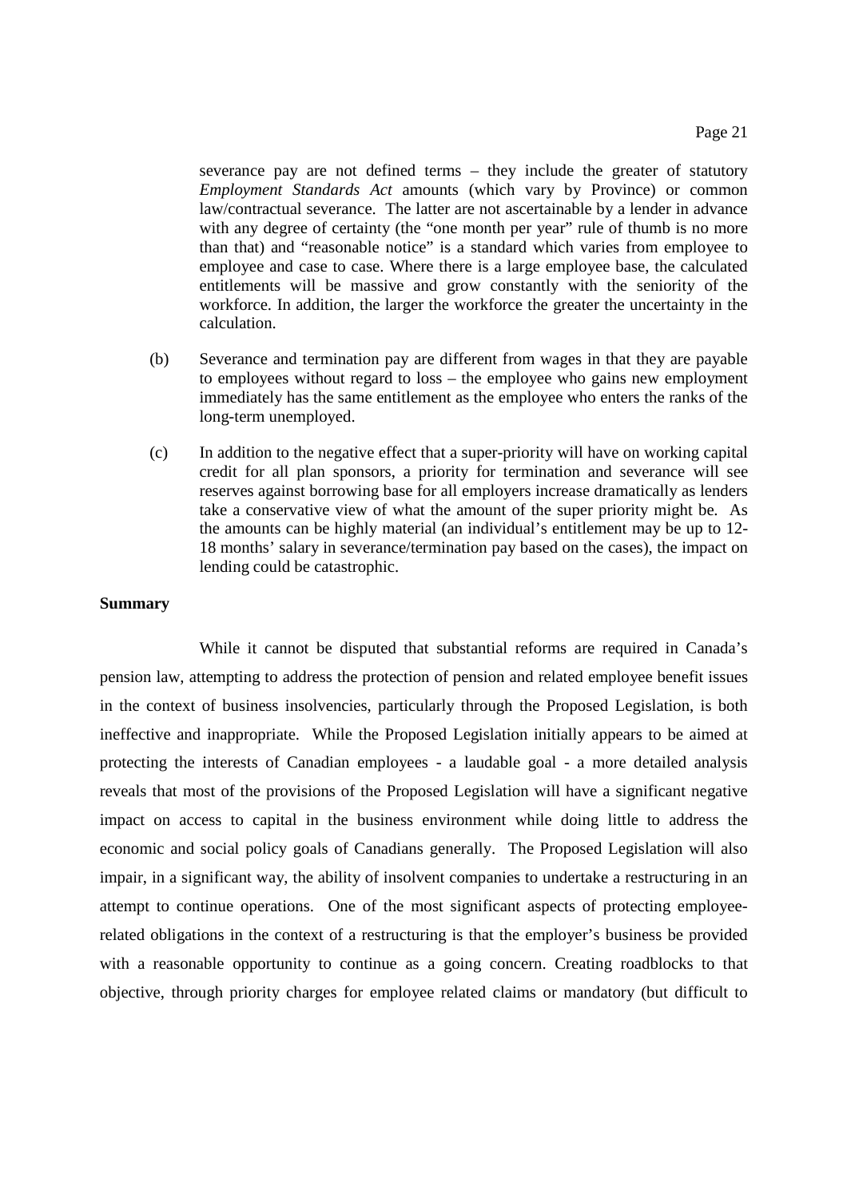severance pay are not defined terms – they include the greater of statutory *Employment Standards Act* amounts (which vary by Province) or common law/contractual severance. The latter are not ascertainable by a lender in advance with any degree of certainty (the "one month per year" rule of thumb is no more than that) and "reasonable notice" is a standard which varies from employee to employee and case to case. Where there is a large employee base, the calculated entitlements will be massive and grow constantly with the seniority of the workforce. In addition, the larger the workforce the greater the uncertainty in the calculation.

(b) Severance and termination pay are different from wages in that they are payable to employees without regard to loss – the employee who gains new employment immediately has the same entitlement as the employee who enters the ranks of the long-term unemployed.

(c) In addition to the negative effect that a super-priority will have on working capital credit for all plan sponsors, a priority for termination and severance will see reserves against borrowing base for all employers increase dramatically as lenders take a conservative view of what the amount of the super priority might be. As the amounts can be highly material (an individual's entitlement may be up to 12-18 months' salary in severance/termination pay based on the cases), the impact on lending could be catastrophic.

**Summary**

While it cannot be disputed that substantial reforms are required in Canada's pension law, attempting to address the protection of pension and related employee benefit issues in the context of business insolvencies, particularly through the Proposed Legislation, is both ineffective and inappropriate. While the Proposed Legislation initially appears to be aimed at protecting the interests of Canadian employees - a laudable goal - a more detailed analysis reveals that most of the provisions of the Proposed Legislation will have a significant negative impact on access to capital in the business environment while doing little to address the economic and social policy goals of Canadians generally. The Proposed Legislation will also impair, in a significant way, the ability of insolvent companies to undertake a restructuring in an attempt to continue operations. One of the most significant aspects of protecting employee-related obligations in the context of a restructuring is that the employer's business be provided with a reasonable opportunity to continue as a going concern. Creating roadblocks to that objective, through priority charges for employee related claims or mandatory (but difficult to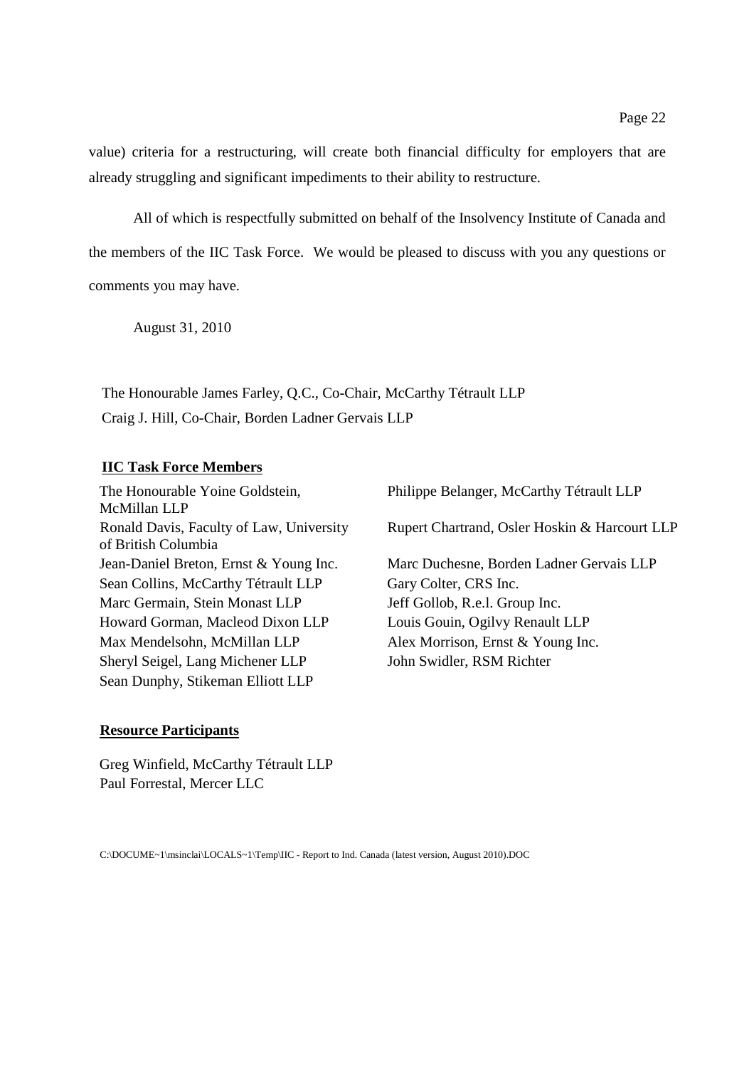value) criteria for a restructuring, will create both financial difficulty for employers that are already struggling and significant impediments to their ability to restructure.

All of which is respectfully submitted on behalf of the Insolvency Institute of Canada and the members of the IIC Task Force. We would be pleased to discuss with you any questions or comments you may have.

August 31, 2010

The Honourable James Farley, Q.C., Co-Chair, McCarthy Tétrault LLP
Craig J. Hill, Co-Chair, Borden Ladner Gervais LLP

**IIC Task Force Members**

The Honourable Yoine Goldstein, McMillan LLP
Ronald Davis, Faculty of Law, University of British Columbia
Jean-Daniel Breton, Ernst & Young Inc.
Sean Collins, McCarthy Tétrault LLP
Marc Germain, Stein Monast LLP
Howard Gorman, Macleod Dixon LLP
Max Mendelsohn, McMillan LLP
Sheryl Seigel, Lang Michener LLP
Sean Dunphy, Stikeman Elliott LLP
Philippe Belanger, McCarthy Tétrault LLP
Rupert Chartrand, Osler Hoskin & Harcourt LLP
Marc Duchesne, Borden Ladner Gervais LLP
Gary Colter, CRS Inc.
Jeff Gollob, R.e.l. Group Inc.
Louis Gouin, Ogilvy Renault LLP
Alex Morrison, Ernst & Young Inc.
John Swidler, RSM Richter

**Resource Participants**

Greg Winfield, McCarthy Tétrault LLP
Paul Forrestal, Mercer LLC

C:\DOCUME~1\msinclai\LOCALS~1\Temp\IIC - Report to Ind. Canada (latest version, August 2010).DOC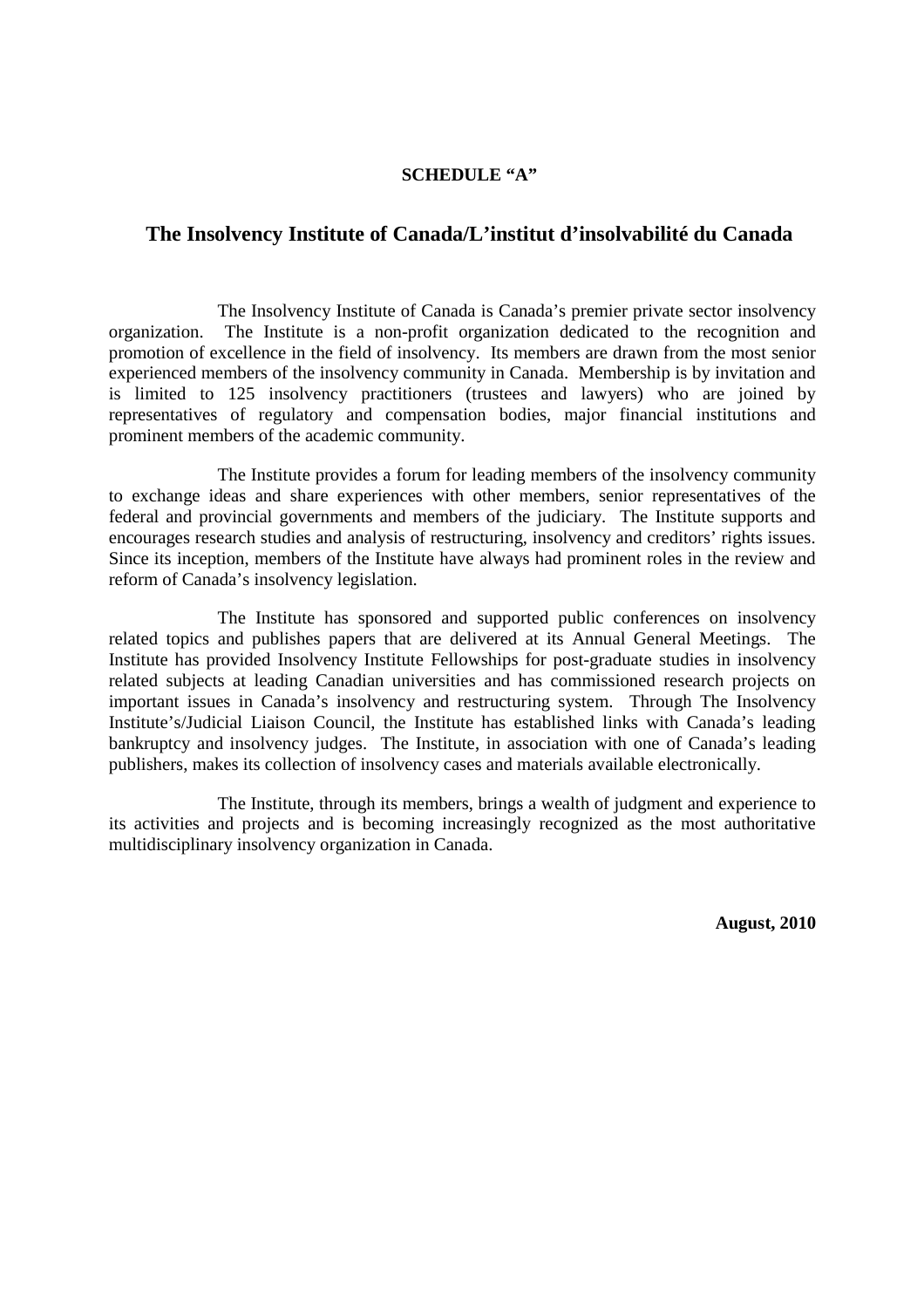**SCHEDULE "A"**

## The Insolvency Institute of Canada/L'institut d'insolvabilité du Canada

The Insolvency Institute of Canada is Canada's premier private sector insolvency organization. The Institute is a non-profit organization dedicated to the recognition and promotion of excellence in the field of insolvency. Its members are drawn from the most senior experienced members of the insolvency community in Canada. Membership is by invitation and is limited to 125 insolvency practitioners (trustees and lawyers) who are joined by representatives of regulatory and compensation bodies, major financial institutions and prominent members of the academic community.

The Institute provides a forum for leading members of the insolvency community to exchange ideas and share experiences with other members, senior representatives of the federal and provincial governments and members of the judiciary. The Institute supports and encourages research studies and analysis of restructuring, insolvency and creditors' rights issues. Since its inception, members of the Institute have always had prominent roles in the review and reform of Canada's insolvency legislation.

The Institute has sponsored and supported public conferences on insolvency related topics and publishes papers that are delivered at its Annual General Meetings. The Institute has provided Insolvency Institute Fellowships for post-graduate studies in insolvency related subjects at leading Canadian universities and has commissioned research projects on important issues in Canada's insolvency and restructuring system. Through The Insolvency Institute's/Judicial Liaison Council, the Institute has established links with Canada's leading bankruptcy and insolvency judges. The Institute, in association with one of Canada's leading publishers, makes its collection of insolvency cases and materials available electronically.

The Institute, through its members, brings a wealth of judgment and experience to its activities and projects and is becoming increasingly recognized as the most authoritative multidisciplinary insolvency organization in Canada.

**August, 2010**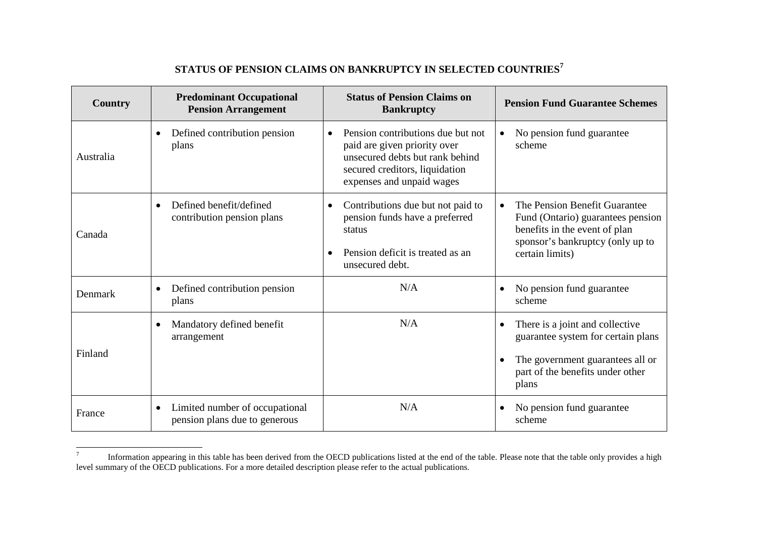## STATUS OF PENSION CLAIMS ON BANKRUPTCY IN SELECTED COUNTRIES[7]

| Country | Predominant Occupational Pension Arrangement | Status of Pension Claims on Bankruptcy | Pension Fund Guarantee Schemes |
|---|---|---|---|
| Australia | • Defined contribution pension plans | • Pension contributions due but not paid are given priority over unsecured debts but rank behind secured creditors, liquidation expenses and unpaid wages | • No pension fund guarantee scheme |
| Canada | • Defined benefit/defined contribution pension plans | • Contributions due but not paid to pension funds have a preferred status<br>• Pension deficit is treated as an unsecured debt. | • The Pension Benefit Guarantee Fund (Ontario) guarantees pension benefits in the event of plan sponsor's bankruptcy (only up to certain limits) |
| Denmark | • Defined contribution pension plans | N/A | • No pension fund guarantee scheme |
| Finland | • Mandatory defined benefit arrangement | N/A | • There is a joint and collective guarantee system for certain plans<br>• The government guarantees all or part of the benefits under other plans |
| France | • Limited number of occupational pension plans due to generous | N/A | • No pension fund guarantee scheme |

[7] Information appearing in this table has been derived from the OECD publications listed at the end of the table. Please note that the table only provides a high level summary of the OECD publications. For a more detailed description please refer to the actual publications.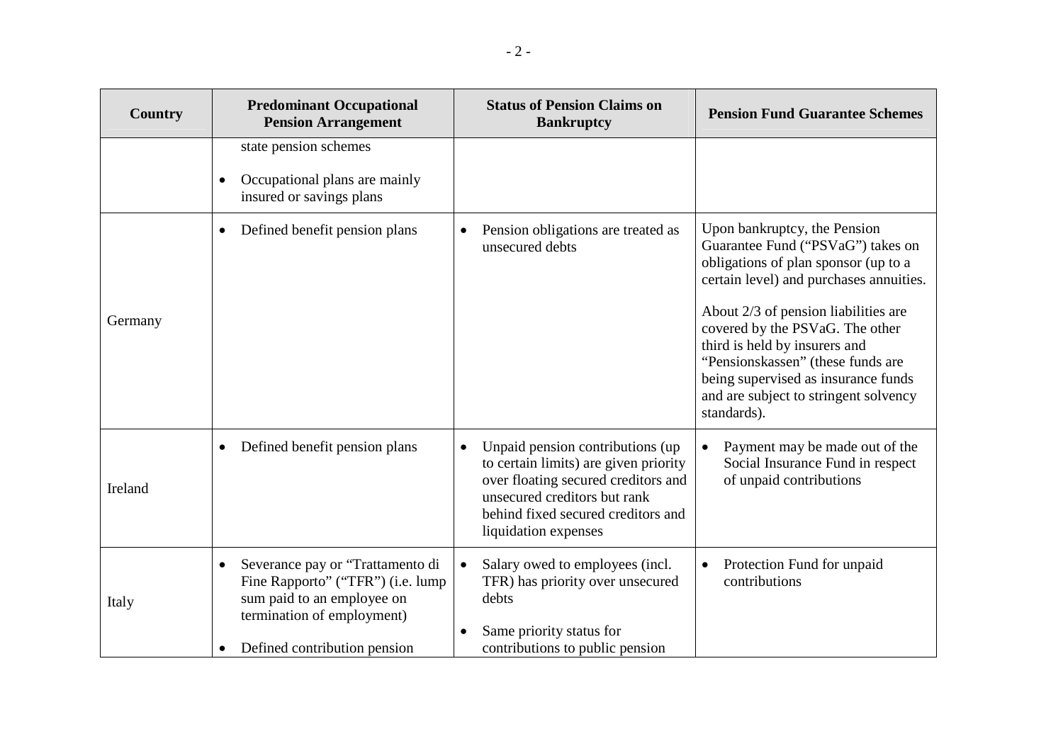| Country | Predominant Occupational Pension Arrangement | Status of Pension Claims on Bankruptcy | Pension Fund Guarantee Schemes |
| --- | --- | --- | --- |
| | state pension schemes<br>• Occupational plans are mainly insured or savings plans | | |
| Germany | • Defined benefit pension plans | • Pension obligations are treated as unsecured debts | Upon bankruptcy, the Pension Guarantee Fund ("PSVaG") takes on obligations of plan sponsor (up to a certain level) and purchases annuities.<br><br>About 2/3 of pension liabilities are covered by the PSVaG. The other third is held by insurers and "Pensionskassen" (these funds are being supervised as insurance funds and are subject to stringent solvency standards). |
| Ireland | • Defined benefit pension plans | • Unpaid pension contributions (up to certain limits) are given priority over floating secured creditors and unsecured creditors but rank behind fixed secured creditors and liquidation expenses | • Payment may be made out of the Social Insurance Fund in respect of unpaid contributions |
| Italy | • Severance pay or "Trattamento di Fine Rapporto" ("TFR") (i.e. lump sum paid to an employee on termination of employment)<br>• Defined contribution pension | • Salary owed to employees (incl. TFR) has priority over unsecured debts<br>• Same priority status for contributions to public pension | • Protection Fund for unpaid contributions |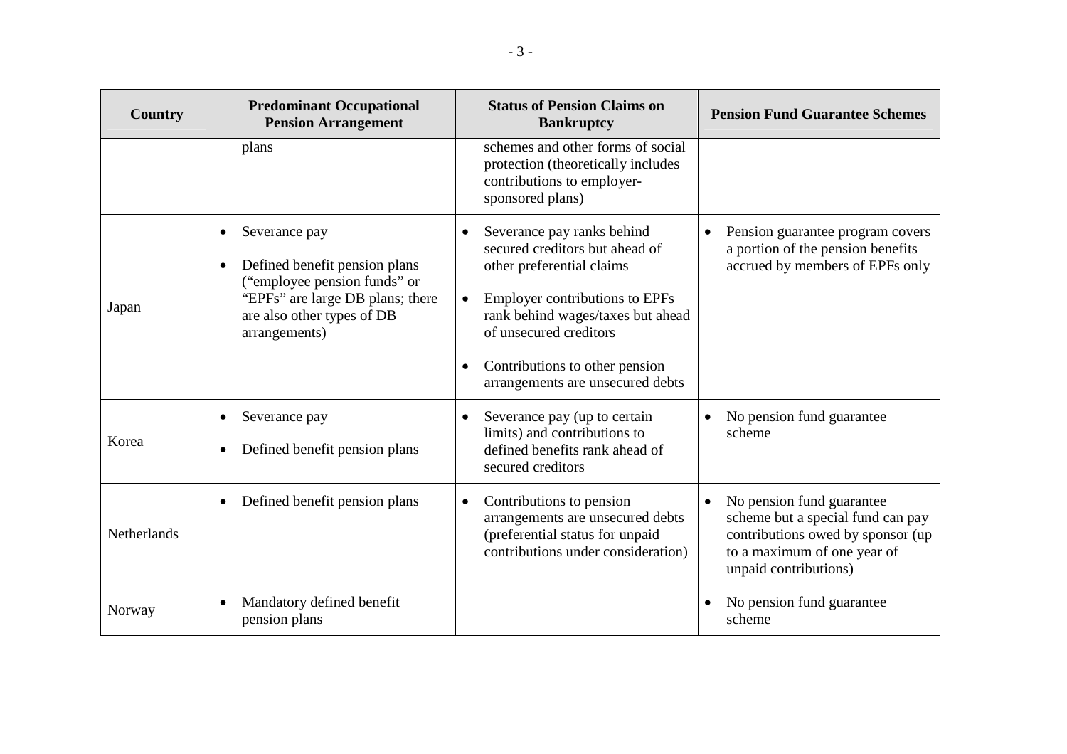| Country | Predominant Occupational Pension Arrangement | Status of Pension Claims on Bankruptcy | Pension Fund Guarantee Schemes |
|---|---|---|---|
| | plans | schemes and other forms of social protection (theoretically includes contributions to employer-sponsored plans) | |
| Japan | • Severance pay<br>• Defined benefit pension plans ("employee pension funds" or "EPFs" are large DB plans; there are also other types of DB arrangements) | • Severance pay ranks behind secured creditors but ahead of other preferential claims<br>• Employer contributions to EPFs rank behind wages/taxes but ahead of unsecured creditors<br>• Contributions to other pension arrangements are unsecured debts | • Pension guarantee program covers a portion of the pension benefits accrued by members of EPFs only |
| Korea | • Severance pay<br>• Defined benefit pension plans | • Severance pay (up to certain limits) and contributions to defined benefits rank ahead of secured creditors | • No pension fund guarantee scheme |
| Netherlands | • Defined benefit pension plans | • Contributions to pension arrangements are unsecured debts (preferential status for unpaid contributions under consideration) | • No pension fund guarantee scheme but a special fund can pay contributions owed by sponsor (up to a maximum of one year of unpaid contributions) |
| Norway | • Mandatory defined benefit pension plans | | • No pension fund guarantee scheme |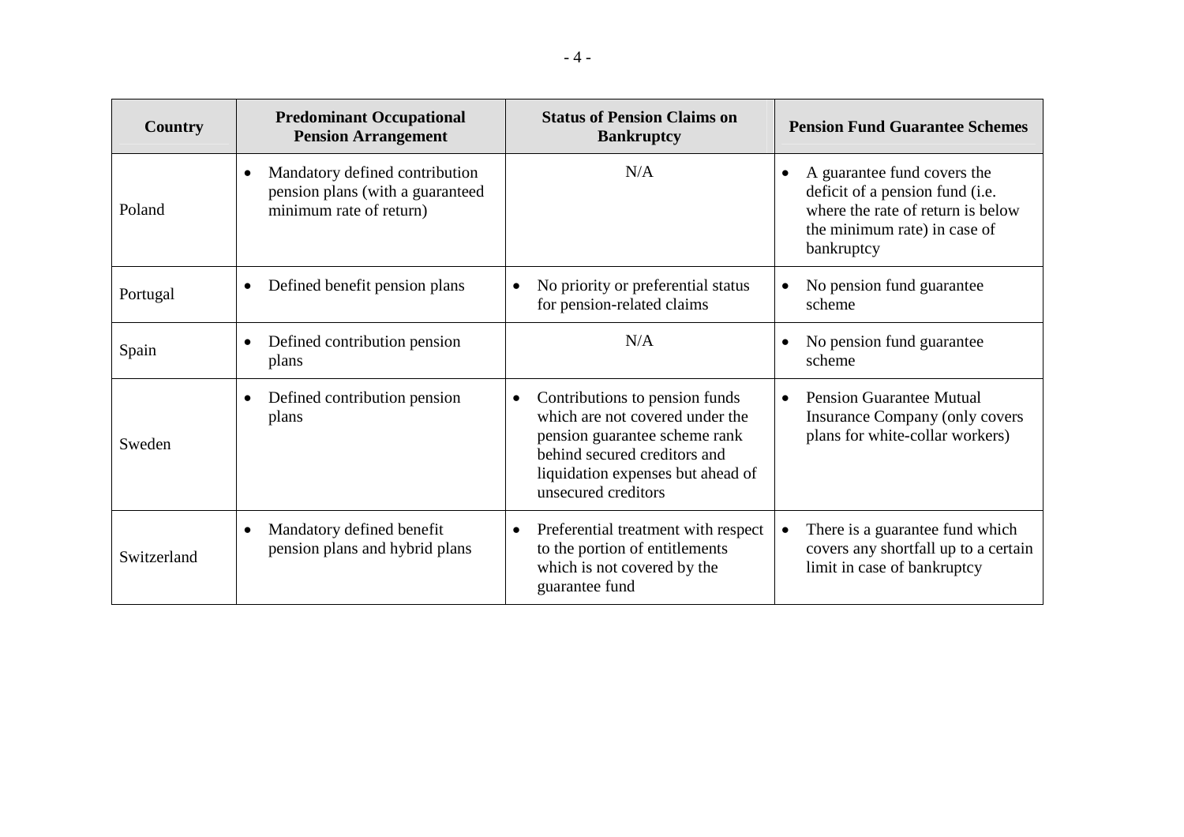| Country | Predominant Occupational Pension Arrangement | Status of Pension Claims on Bankruptcy | Pension Fund Guarantee Schemes |
|---|---|---|---|
| Poland | • Mandatory defined contribution pension plans (with a guaranteed minimum rate of return) | N/A | • A guarantee fund covers the deficit of a pension fund (i.e. where the rate of return is below the minimum rate) in case of bankruptcy |
| Portugal | • Defined benefit pension plans | • No priority or preferential status for pension-related claims | • No pension fund guarantee scheme |
| Spain | • Defined contribution pension plans | N/A | • No pension fund guarantee scheme |
| Sweden | • Defined contribution pension plans | • Contributions to pension funds which are not covered under the pension guarantee scheme rank behind secured creditors and liquidation expenses but ahead of unsecured creditors | • Pension Guarantee Mutual Insurance Company (only covers plans for white-collar workers) |
| Switzerland | • Mandatory defined benefit pension plans and hybrid plans | • Preferential treatment with respect to the portion of entitlements which is not covered by the guarantee fund | • There is a guarantee fund which covers any shortfall up to a certain limit in case of bankruptcy |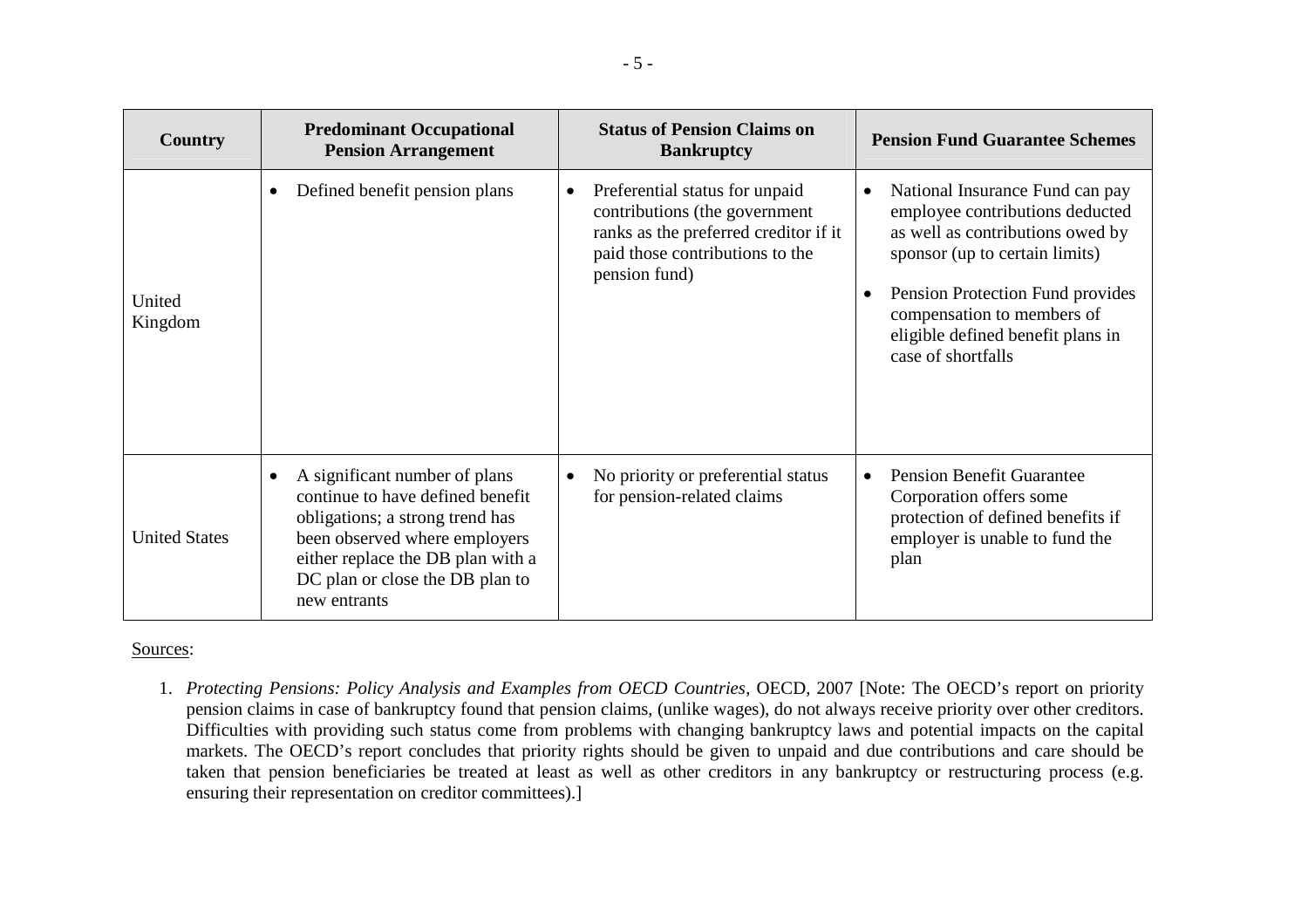| Country | Predominant Occupational Pension Arrangement | Status of Pension Claims on Bankruptcy | Pension Fund Guarantee Schemes |
|---|---|---|---|
| United Kingdom | • Defined benefit pension plans | • Preferential status for unpaid contributions (the government ranks as the preferred creditor if it paid those contributions to the pension fund) | • National Insurance Fund can pay employee contributions deducted as well as contributions owed by sponsor (up to certain limits)<br>• Pension Protection Fund provides compensation to members of eligible defined benefit plans in case of shortfalls |
| United States | • A significant number of plans continue to have defined benefit obligations; a strong trend has been observed where employers either replace the DB plan with a DC plan or close the DB plan to new entrants | • No priority or preferential status for pension-related claims | • Pension Benefit Guarantee Corporation offers some protection of defined benefits if employer is unable to fund the plan |

Sources:

1. *Protecting Pensions: Policy Analysis and Examples from OECD Countries*, OECD, 2007 [Note: The OECD's report on priority pension claims in case of bankruptcy found that pension claims, (unlike wages), do not always receive priority over other creditors. Difficulties with providing such status come from problems with changing bankruptcy laws and potential impacts on the capital markets. The OECD's report concludes that priority rights should be given to unpaid and due contributions and care should be taken that pension beneficiaries be treated at least as well as other creditors in any bankruptcy or restructuring process (e.g. ensuring their representation on creditor committees).]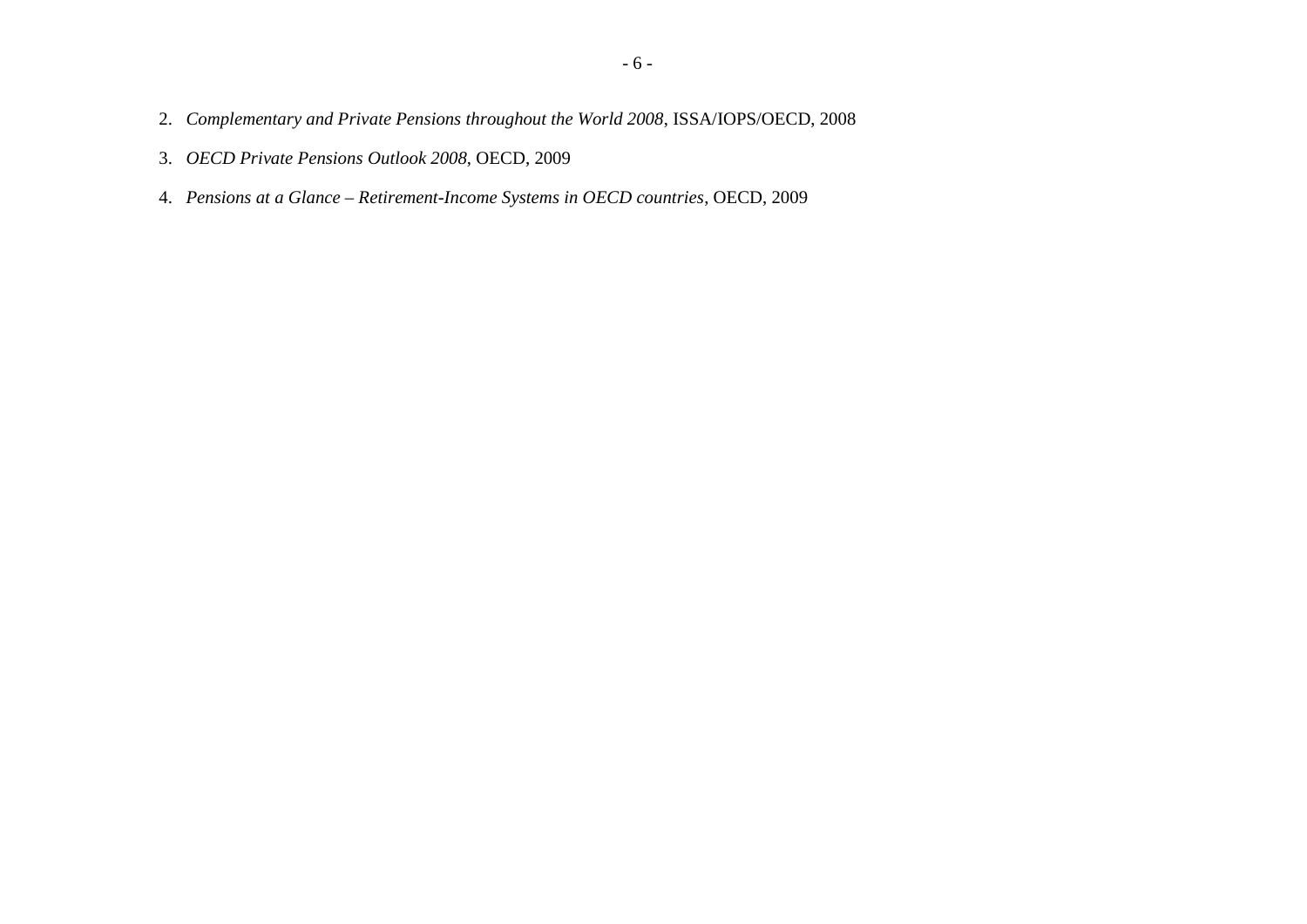2. *Complementary and Private Pensions throughout the World 2008*, ISSA/IOPS/OECD, 2008
3. *OECD Private Pensions Outlook 2008*, OECD, 2009
4. *Pensions at a Glance – Retirement-Income Systems in OECD countries*, OECD, 2009